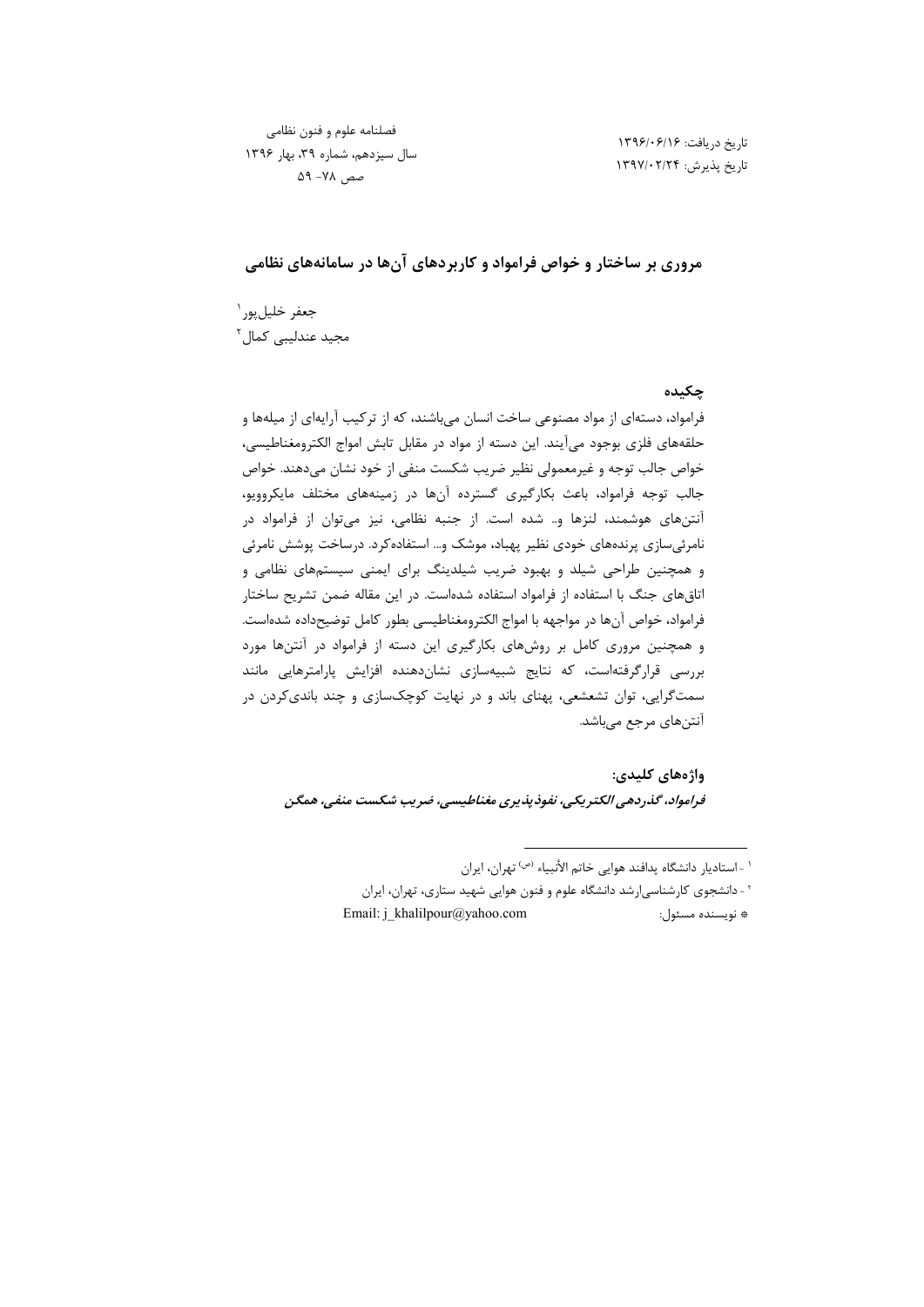فصلنامه علوم و فنون نظامی
سال سیزدهم، شماره ۳۹، بهار ۱۳۹۶
صص ۷۸- ۵۹

تاریخ دریافت: ۱۳۹۶/۰۶/۱۶
تاریخ پذیرش: ۱۳۹۷/۰۲/۲۴

# مروری بر ساختار و خواص فرامواد و کاربردهای آن‌ها در سامانه‌های نظامی

جعفر خلیل‌پور[1]

مجید عندلیبی کمال[2]

## چکیده

فراموارد، دسته‌ای از مواد مصنوعی ساخت انسان می‌باشند، که از ترکیب آرایه‌ای از میله‌ها و حلقه‌های فلزی بوجود می‌آیند. این دسته از مواد در مقابل تابش امواج الکترومغناطیسی، خواص جالب توجه و غیرمعمولی نظیر ضریب شکست منفی از خود نشان می‌دهند. خواص جالب توجه فراموارد، باعث بکارگیری گسترده آن‌ها در زمینه‌های مختلف مایکروویو، آنتن‌های هوشمند، لنزها و.. شده است. از جنبه نظامی، نیز می‌توان از فراموارد در نامرئی‌سازی پرنده‌های خودی نظیر پهپاد، موشک و... استفاده‌کرد. درساخت پوشش نامرئی و همچنین طراحی شیلد و بهبود ضریب شیلدینگ برای ایمنی سیستم‌های نظامی و اتاق‌های جنگ با استفاده از فراموارد استفاده شده‌است. در این مقاله ضمن تشریح ساختار فراموارد، خواص آن‌ها در مواجهه با امواج الکترومغناطیسی بطور کامل توضیح‌داده شده‌است. و همچنین مروری کامل بر روش‌های بکارگیری این دسته از فراموارد در آنتن‌ها مورد بررسی قرارگرفته‌است، که نتایج شبیه‌سازی نشان‌دهنده افزایش پارامترهایی مانند سمت‌گرایی، توان تشعشعی، پهنای باند و در نهایت کوچک‌سازی و چند باندی‌کردن در آنتن‌های مرجع می‌باشد.

**واژه‌های کلیدی:**

***فراموارد، گذردهی الکتریکی، نفوذپذیری مغناطیسی، ضریب شکست منفی، همگن***

---

[1] - استادیار دانشگاه پدافند هوایی خاتم الأنبیاء (ص) تهران، ایران

[2] - دانشجوی کارشناسی‌ارشد دانشگاه علوم و فنون هوایی شهید ستاری، تهران، ایران

* نویسنده مسئول: Email: j_khalilpour@yahoo.com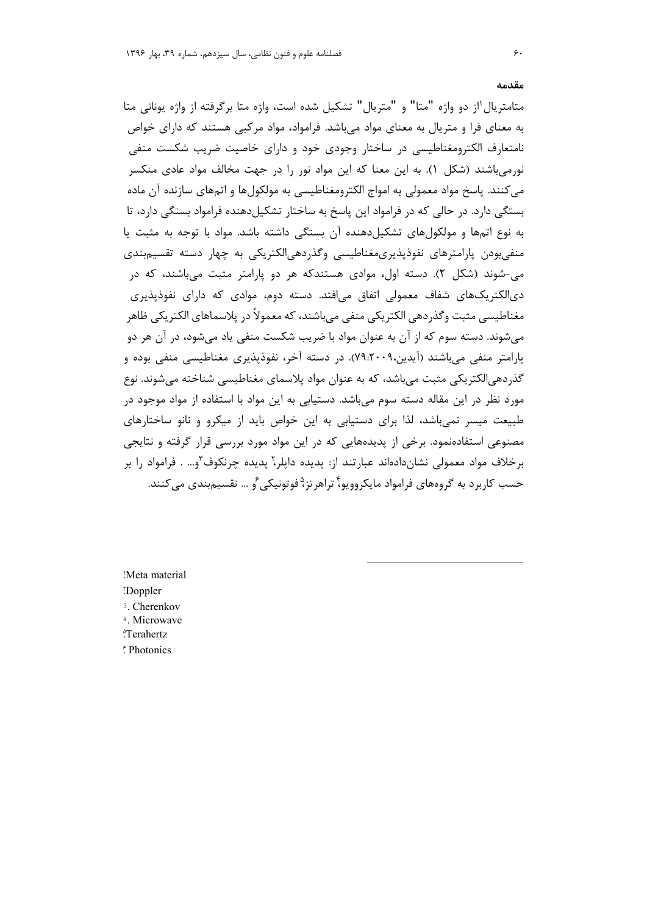**مقدمه**

متامتریال[1] از دو واژه "متا" و "متریال" تشکیل شده است، واژه متا برگرفته از واژه یونانی متا به معنای فرا و متریال به معنای مواد می‌باشد. فرامواد، مواد مرکبی هستند که دارای خواص نامتعارف الکترومغناطیسی در ساختار وجودی خود و دارای خاصیت ضریب شکست منفی نورمی‌باشند (شکل ۱). به این معنا که این مواد نور را در جهت مخالف مواد عادی منکسر می‌کنند. پاسخ مواد معمولی به امواج الکترومغناطیسی به مولکول‌ها و اتم‌های سازنده آن ماده بستگی دارد. در حالی که در فرامواد این پاسخ به ساختار تشکیل‌دهنده فرامواد بستگی دارد، تا به نوع اتم‌ها و مولکول‌های تشکیل‌دهنده آن بستگی داشته باشد. مواد با توجه به مثبت یا منفی‌بودن پارامترهای نفوذپذیری‌مغناطیسی وگذردهی‌الکتریکی به چهار دسته تقسیم‌بندی می‌-شوند (شکل ۲). دسته اول، موادی هستندکه هر دو پارامتر مثبت می‌باشند، که در دی‌الکتریک‌های شفاف معمولی اتفاق می‌افتد. دسته دوم، موادی که دارای نفوذپذیری مغناطیسی مثبت وگذردهی الکتریکی منفی می‌باشند، که معمولاً در پلاسماهای الکتریکی ظاهر می‌شوند. دسته سوم که از آن به عنوان مواد با ضریب شکست منفی یاد می‌شود، در آن هر دو پارامتر منفی می‌باشند (آیدین،۷۹:۲۰۰۹). در دسته آخر، نفوذپذیری مغناطیسی منفی بوده و گذردهی‌الکتریکی مثبت می‌باشد، که به عنوان مواد پلاسمای مغناطیسی شناخته می‌شوند. نوع مورد نظر در این مقاله دسته سوم می‌باشد. دستیابی به این مواد با استفاده از مواد موجود در طبیعت میسر نمی‌باشد، لذا برای دستیابی به این خواص باید از میکرو و نانو ساختارهای مصنوعی استفاده‌نمود. برخی از پدیده‌هایی که در این مواد مورد بررسی قرار گرفته و نتایجی برخلاف مواد معمولی نشان‌داده‌اند عبارتند از: پدیده داپلر[2] پدیده چرنکوف[3] و... . فرامواد را بر حسب کاربرد به گروه‌های فرامواد مایکروویو،[4] تراهرتز،[5] فوتونیکی[6] و ... تقسیم‌بندی می‌کنند.

---

[1] Meta material
[2] Doppler
[3] Cherenkov
[4] Microwave
[5] Terahertz
[6] Photonics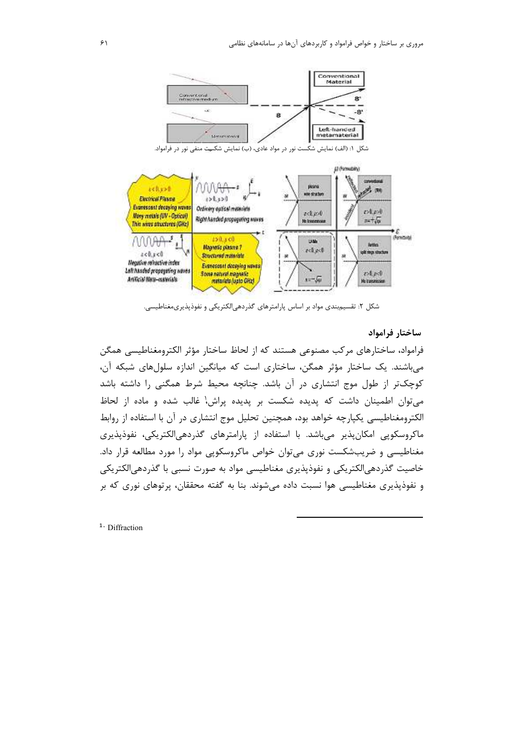شکل ۱: (الف) نمایش شکست نور در مواد عادی، (ب) نمایش شکسیت منفی نور در فراماود.

شکل ۲: تقسیم‌بندی مواد بر اساس پارامترهای گذردهی‌الکتریکی و نفوذپذیری‌مغناطیسی.

## ساختار فراماود

فراماود، ساختارهای مرکب مصنوعی هستند که از لحاظ ساختار مؤثر الکترومغناطیسی همگن می‌باشند. یک ساختار مؤثر همگن، ساختاری است که میانگین اندازه سلول‌های شبکه آن، کوچک‌تر از طول موج انتشاری در آن باشد. چنانچه محیط شرط همگنی را داشته باشد می‌توان اطمینان داشت که پدیده شکست بر پدیده پراش[1] غالب شده و ماده از لحاظ الکترومغناطیسی یکپارچه خواهد بود، همچنین تحلیل موج انتشاری در آن با استفاده از روابط ماکروسکوپی امکان‌پذیر می‌باشد. با استفاده از پارامترهای گذردهی‌الکتریکی، نفوذپذیری مغناطیسی و ضریب‌شکست نوری می‌توان خواص ماکروسکوپی مواد را مورد مطالعه قرار داد. خاصیت گذردهی‌الکتریکی و نفوذپذیری مغناطیسی مواد به صورت نسبی با گذردهی‌الکتریکی و نفوذپذیری مغناطیسی هوا نسبت داده می‌شوند. بنا به گفته محققان، پرتوهای نوری که بر

---

[1] Diffraction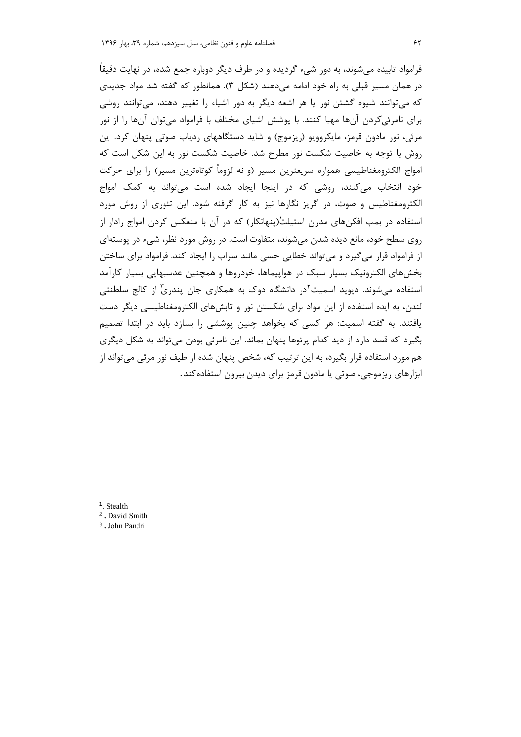فراماود تابیده می‌شوند، به دور شیء گردیده و در طرف دیگر دوباره جمع شده، در نهایت دقیقاً در همان مسیر قبلی به راه خود ادامه می‌دهند (شکل ۳). همانطور که گفته شد مواد جدیدی که می‌توانند شیوه گشتن نور یا هر اشعه دیگر به دور اشیاء را تغییر دهند، می‌توانند روشی برای نامرئی‌کردن آن‌ها مهیا کنند. با پوشش اشیای مختلف با فراماود می‌توان آن‌ها را از نور مرئی، نور مادون قرمز، مایکروویو (ریزموج) و شاید دستگاههای ردیاب صوتی پنهان کرد. این روش با توجه به خاصیت شکست نور مطرح شد. خاصیت شکست نور به این شکل است که امواج الکترومغناطیسی همواره سریعترین مسیر (و نه لزوماً کوتاه‌ترین مسیر) را برای حرکت خود انتخاب می‌کنند، روشی که در اینجا ایجاد شده است می‌تواند به کمک امواج الکترومغناطیس و صوت، در گریز نگارها نیز به کار گرفته شود. این تئوری از روش مورد استفاده در بمب افکن‌های مدرن استیلث[1](پنهانکار) که در آن با منعکس کردن امواج رادار از روی سطح خود، مانع دیده شدن می‌شوند، متفاوت است. در روش مورد نظر، شیء در پوسته‌ای از فراماود قرار می‌گیرد و می‌تواند خطایی حسی مانند سراب را ایجاد کند. فراماود برای ساختن بخش‌های الکترونیک بسیار سبک در هواپیماها، خودروها و همچنین عدسیهایی بسیار کارآمد استفاده می‌شوند. دیوید اسمیت[2]در دانشگاه دوک به همکاری جان پندری[3] از کالج سلطنتی لندن، به ایده استفاده از این مواد برای شکستن نور و تابش‌های الکترومغناطیسی دیگر دست یافتند. به گفته اسمیت: هر کسی که بخواهد چنین پوششی را بسازد باید در ابتدا تصمیم بگیرد که قصد دارد از دید کدام پرتوها پنهان بماند. این نامرئی بودن می‌تواند به شکل دیگری هم مورد استفاده قرار بگیرد، به این ترتیب که، شخص پنهان شده از طیف نور مرئی می‌تواند از ابزارهای ریزموجی، صوتی یا مادون قرمز برای دیدن بیرون استفاده‌کند.

---

1. Stealth
2. David Smith
3. John Pandri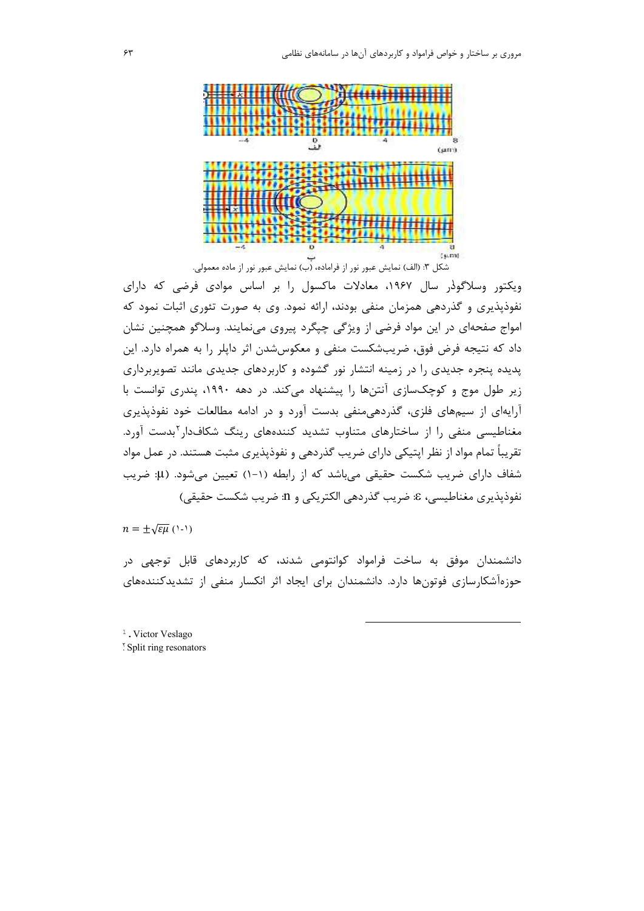شکل ۳: (الف) نمایش عبور نور از فراماده، (ب) نمایش عبور نور از ماده معمولی.

ویکتور وسلاگوڈر[1] سال ۱۹۶۷، معادلات ماکسول را بر اساس موادی فرضی که دارای نفوذپذیری و گذردهی همزمان منفی بودند، ارائه نمود. وی به صورت تئوری اثبات نمود که امواج صفحه‌ای در این مواد فرضی از ویژگی چپگرد پیروی می‌نمایند. وسلاگو همچنین نشان داد که نتیجه فرض فوق، ضریب‌شکست منفی و معکوس‌شدن اثر داپلر را به همراه دارد. این پدیده پنجره جدیدی را در زمینه انتشار نور گشوده و کاربردهای جدیدی مانند تصویربرداری زیر طول موج و کوچک‌سازی آنتن‌ها را پیشنهاد می‌کند. در دهه ۱۹۹۰، پندری توانست با آرایه‌ای از سیم‌های فلزی، گذردهی‌منفی بدست آورد و در ادامه مطالعات خود نفوذپذیری مغناطیسی منفی را از ساختارهای متناوب تشدید کننده‌های رینگ شکاف‌دار[2]بدست آورد. تقریباً تمام مواد از نظر اپتیکی دارای ضریب گذردهی و نفوذپذیری مثبت هستند. در عمل مواد شفاف دارای ضریب شکست حقیقی می‌باشد که از رابطه (۱-۱) تعیین می‌شود. ($\mu$: ضریب نفوذپذیری مغناطیسی، $\varepsilon$: ضریب گذردهی الکتریکی و $n$: ضریب شکست حقیقی)

$$n = \pm\sqrt{\varepsilon\mu} \quad (۱-۱)$$

دانشمندان موفق به ساخت فراماود کوانتومی شدند، که کاربردهای قابل توجهی در حوزه‌آشکارسازی فوتون‌ها دارد. دانشمندان برای ایجاد اثر انکسار منفی از تشدیدکننده‌های

---

[1] . Victor Veslago

[2] Split ring resonators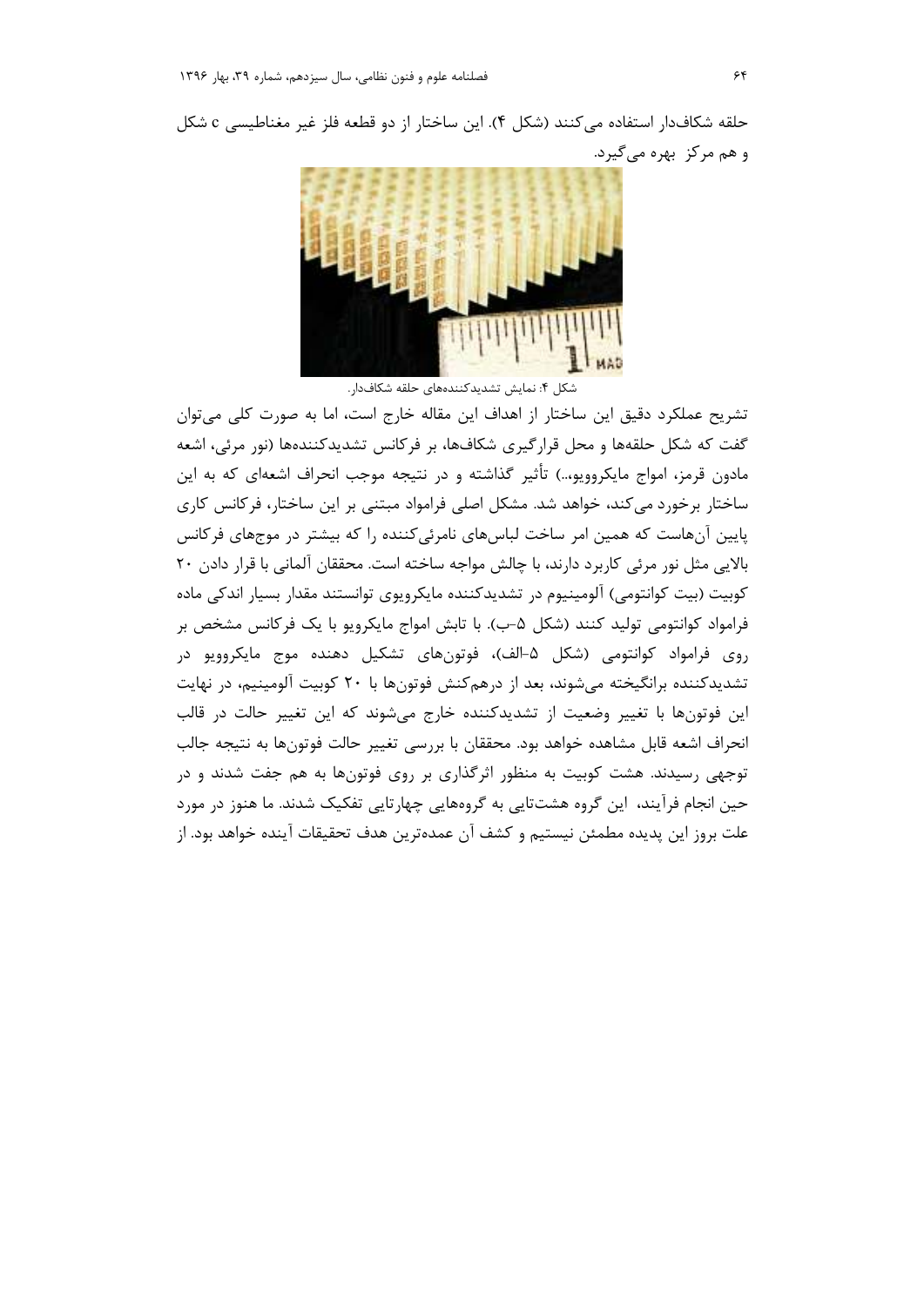حلقه شکاف‌دار استفاده می‌کنند (شکل ۴). این ساختار از دو قطعه فلز غیر مغناطیسی c شکل و هم مرکز بهره می‌گیرد.

شکل ۴: نمایش تشدیدکننده‌های حلقه شکاف‌دار.

تشریح عملکرد دقیق این ساختار از اهداف این مقاله خارج است، اما به صورت کلی می‌توان گفت که شکل حلقه‌ها و محل قرارگیری شکاف‌ها، بر فرکانس تشدیدکننده‌ها (نور مرئی، اشعه مادون قرمز، امواج مایکروویو،..) تأثیر گذاشته و در نتیجه موجب انحراف اشعه‌ای که به این ساختار برخورد می‌کند، خواهد شد. مشکل اصلی فرامواد مبتنی بر این ساختار، فرکانس کاری پایین آن‌هاست که همین امر ساخت لباس‌های نامرئی‌کننده را که بیشتر در موج‌های فرکانس بالایی مثل نور مرئی کاربرد دارند، با چالش مواجه ساخته است. محققان آلمانی با قرار دادن ۲۰ کوبیت (بیت کوانتومی) آلومینیوم در تشدیدکننده مایکرویوی توانستند مقدار بسیار اندکی ماده فراموا‌د کوانتومی تولید کنند (شکل ۵-ب). با تابش امواج مایکرویو با یک فرکانس مشخص بر روی فراموا‌د کوانتومی (شکل ۵-الف)، فوتون‌های تشکیل دهنده موج مایکروویو در تشدیدکننده برانگیخته می‌شوند، بعد از درهم‌کنش فوتون‌ها با ۲۰ کوبیت آلومینیم، در نهایت این فوتون‌ها با تغییر وضعیت از تشدیدکننده خارج می‌شوند که این تغییر حالت در قالب انحراف اشعه قابل مشاهده خواهد بود. محققان با بررسی تغییر حالت فوتون‌ها به نتیجه جالب توجهی رسیدند. هشت کوبیت به منظور اثرگذاری بر روی فوتون‌ها به هم جفت شدند و در حین انجام فرآیند، این گروه هشت‌تایی به گروه‌هایی چهارتایی تفکیک شدند. ما هنوز در مورد علت بروز این پدیده مطمئن نیستیم و کشف آن عمده‌ترین هدف تحقیقات آینده خواهد بود. از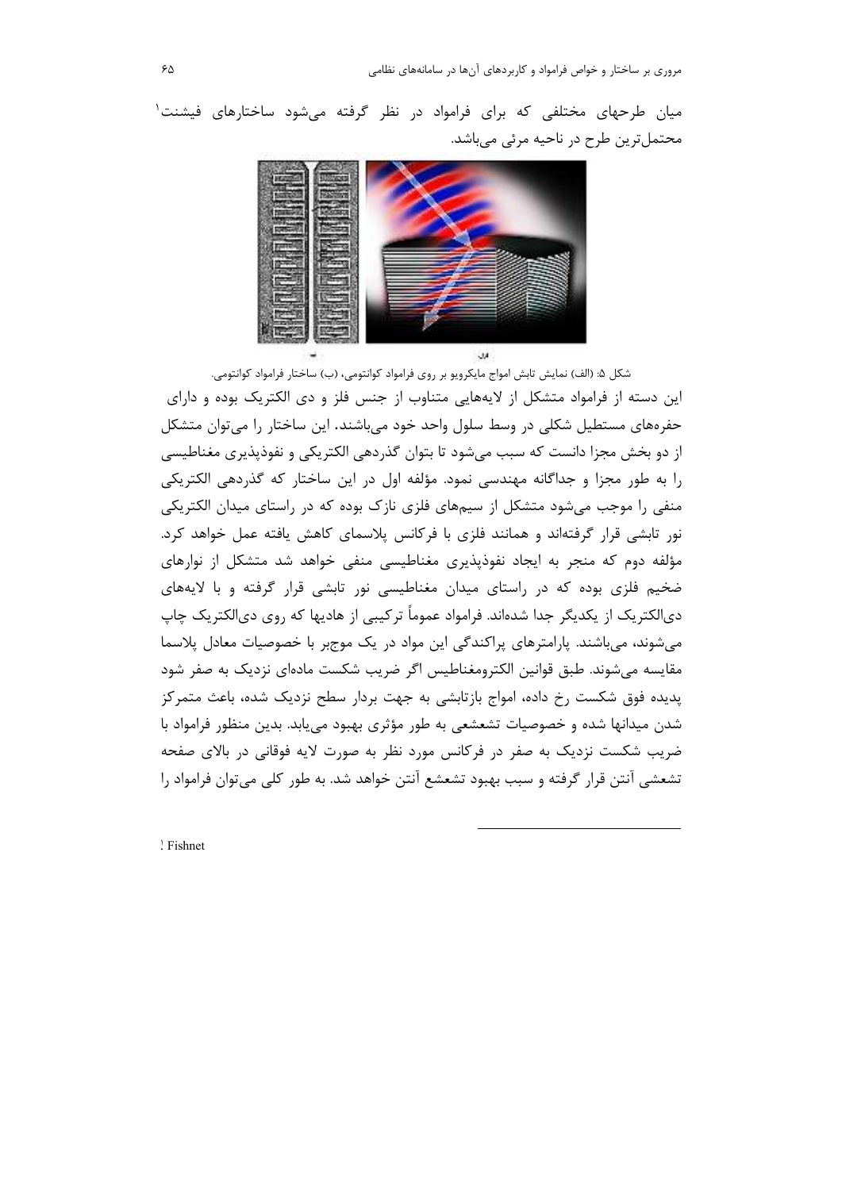میان طرحهای مختلفی که برای فراماود در نظر گرفته می‌شود ساختارهای فیشنت[1] محتمل‌ترین طرح در ناحیه مرئی می‌باشد.

شکل ۵: (الف) نمایش تابش امواج مایکروویو بر روی فراماود کوانتومی، (ب) ساختار فراماود کوانتومی.

این دسته از فراماود متشکل از لایه‌هایی متناوب از جنس فلز و دی الکتریک بوده و دارای حفره‌های مستطیل شکلی در وسط سلول واحد خود می‌باشند. این ساختار را می‌توان متشکل از دو بخش مجزا دانست که سبب می‌شود تا بتوان گذردهی الکتریکی و نفوذپذیری مغناطیسی را به طور مجزا و جداگانه مهندسی نمود. مؤلفه اول در این ساختار که گذردهی الکتریکی منفی را موجب می‌شود متشکل از سیم‌های فلزی نازک بوده که در راستای میدان الکتریکی نور تابشی قرار گرفته‌اند و همانند فلزی با فرکانس پلاسمای کاهش یافته عمل خواهد کرد. مؤلفه دوم که منجر به ایجاد نفوذپذیری مغناطیسی منفی خواهد شد متشکل از نوارهای ضخیم فلزی بوده که در راستای میدان مغناطیسی نور تابشی قرار گرفته و با لایه‌های دی‌الکتریک از یکدیگر جدا شده‌اند. فراماود عموماً ترکیبی از هادیها که روی دی‌الکتریک چاپ می‌شوند، می‌باشند. پارامترهای پراکندگی این مواد در یک موجبر با خصوصیات معادل پلاسما مقایسه می‌شوند. طبق قوانین الکترومغناطیس اگر ضریب شکست ماده‌ای نزدیک به صفر شود پدیده فوق شکست رخ داده، امواج بازتابشی به جهت بردار سطح نزدیک شده، باعث متمرکز شدن میدانها شده و خصوصیات تشعشعی به طور مؤثری بهبود می‌یابد. بدین منظور فراماود با ضریب شکست نزدیک به صفر در فرکانس مورد نظر به صورت لایه فوقانی در بالای صفحه تشعشی آنتن قرار گرفته و سبب بهبود تشعشع آنتن خواهد شد. به طور کلی می‌توان فراماود را

---

[1] Fishnet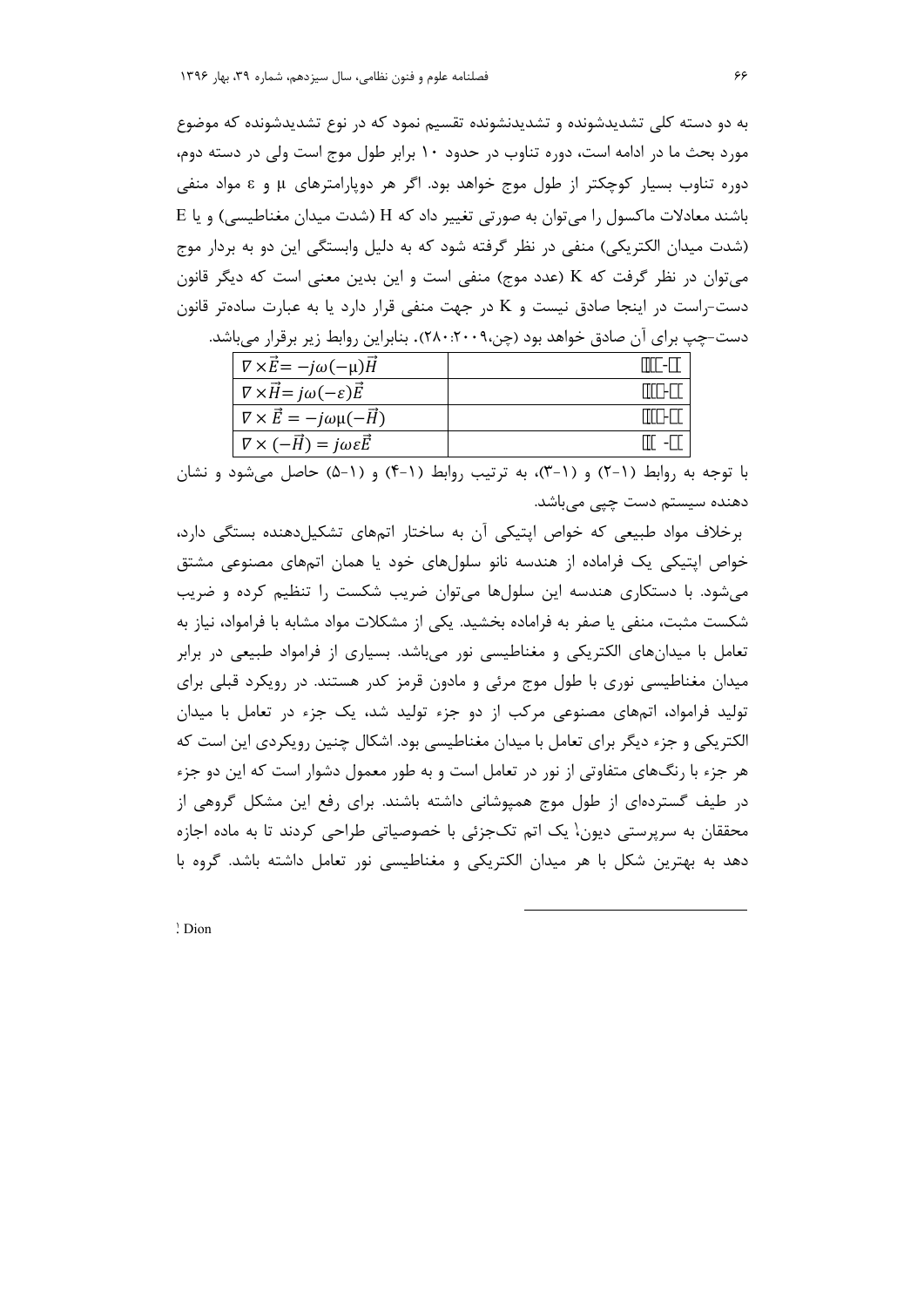به دو دسته کلی تشدیدشونده و تشدیدنشونده تقسیم نمود که در نوع تشدیدشونده که موضوع مورد بحث ما در ادامه است، دوره تناوب در حدود ۱۰ برابر طول موج است ولی در دسته دوم، دوره تناوب بسیار کوچکتر از طول موج خواهد بود. اگر هر دوپارامترهای μ و ε مواد منفی باشند معادلات ماکسول را می‌توان به صورتی تغییر داد که H (شدت میدان مغناطیسی) و یا E (شدت میدان الکتریکی) منفی در نظر گرفته شود که به دلیل وابستگی این دو به بردار موج می‌توان در نظر گرفت که K (عدد موج) منفی است و این بدین معنی است که دیگر قانون دست-راست در اینجا صادق نیست و K در جهت منفی قرار دارد یا به عبارت ساده‌تر قانون دست-چپ برای آن صادق خواهد بود (چن،۲۰۰۹: ۲۸۰). بنابراین روابط زیر برقرار می‌باشد.

| | |
|---|---|
| $\nabla \times \vec{E} = -j\omega(-\mu)\vec{H}$ | (۱-۲) |
| $\nabla \times \vec{H} = j\omega(-\varepsilon)\vec{E}$ | (۱-۳) |
| $\nabla \times \vec{E} = -j\omega\mu(-\vec{H})$ | (۱-۴) |
| $\nabla \times (-\vec{H}) = j\omega\varepsilon\vec{E}$ | (۱-۵) |

با توجه به روابط (۱-۲) و (۱-۳)، به ترتیب روابط (۱-۴) و (۱-۵) حاصل می‌شود و نشان دهنده سیستم دست چپی می‌باشد.

برخلاف مواد طبیعی که خواص اپتیکی آن به ساختار اتم‌های تشکیل‌دهنده بستگی دارد، خواص اپتیکی یک فراماده از هندسه نانو سلول‌های خود یا همان اتم‌های مصنوعی مشتق می‌شود. با دستکاری هندسه این سلول‌ها می‌توان ضریب شکست را تنظیم کرده و ضریب شکست مثبت، منفی یا صفر به فراماده بخشید. یکی از مشکلات مواد مشابه با فرامواد، نیاز به تعامل با میدان‌های الکتریکی و مغناطیسی نور می‌باشد. بسیاری از فرامواد طبیعی در برابر میدان مغناطیسی نوری با طول موج مرئی و مادون قرمز کدر هستند. در رویکرد قبلی برای تولید فرامواد، اتم‌های مصنوعی مرکب از دو جزء تولید شد، یک جزء در تعامل با میدان الکتریکی و جزء دیگر برای تعامل با میدان مغناطیسی بود. اشکال چنین رویکردی این است که هر جزء با رنگ‌های متفاوتی از نور در تعامل است و به طور معمول دشوار است که این دو جزء در طیف گسترده‌ای از طول موج همپوشانی داشته باشند. برای رفع این مشکل گروهی از محققان به سرپرستی دیون[1] یک اتم تک‌جزئی با خصوصیاتی طراحی کردند تا به ماده اجازه دهد به بهترین شکل با هر میدان الکتریکی و مغناطیسی نور تعامل داشته باشد. گروه با

---

[1] Dion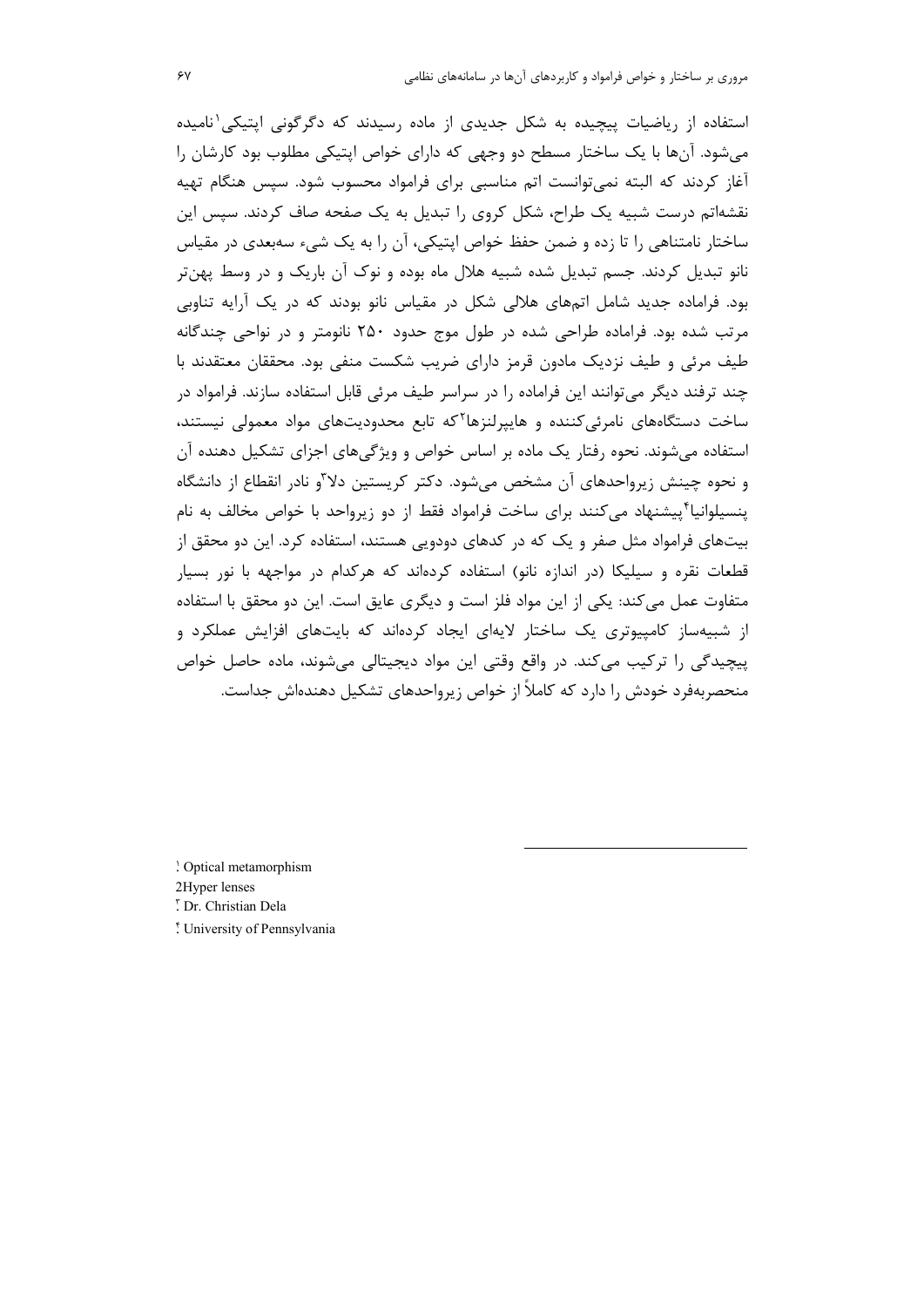استفاده از ریاضیات پیچیده به شکل جدیدی از ماده رسیدند که دگرگونی اپتیکی[1] نامیده می‌شود. آن‌ها با یک ساختار مسطح دو وجهی که دارای خواص اپتیکی مطلوب بود کارشان را آغاز کردند که البته نمی‌توانست اتم مناسبی برای فراماده محسوب شود. سپس هنگام تهیه نقشه‌اتم درست شبیه یک طراح، شکل کروی را تبدیل به یک صفحه صاف کردند. سپس این ساختار نامتناهی را تا زده و ضمن حفظ خواص اپتیکی، آن را به یک شیء سه‌بعدی در مقیاس نانو تبدیل کردند. جسم تبدیل شده شبیه هلال ماه بوده و نوک آن باریک و در وسط پهن‌تر بود. فراماده جدید شامل اتم‌های هلالی شکل در مقیاس نانو بودند که در یک آرایه تناوبی مرتب شده بود. فراماده طراحی شده در طول موج حدود ۲۵۰ نانومتر و در نواحی چندگانه طیف مرئی و طیف نزدیک مادون قرمز دارای ضریب شکست منفی بود. محققان معتقدند با چند ترفند دیگر می‌توانند این فراماده را در سراسر طیف مرئی قابل استفاده سازند. فرامواد در ساخت دستگاه‌های نامرئی‌کننده و هایپرلنزها[2] که تابع محدودیت‌های مواد معمولی نیستند، استفاده می‌شوند. نحوه رفتار یک ماده بر اساس خواص و ویژگی‌های اجزای تشکیل دهنده آن و نحوه چینش زیرواحدهای آن مشخص می‌شود. دکتر کریستین دلا[3] و نادر انقطاع از دانشگاه پنسیلوانیا[4] پیشنهاد می‌کنند برای ساخت فرامواد فقط از دو زیرواحد با خواص مخالف به نام بیت‌های فرامواد مثل صفر و یک که در کدهای دودویی هستند، استفاده کرد. این دو محقق از قطعات نقره و سیلیکا (در اندازه نانو) استفاده کرده‌اند که هرکدام در مواجهه با نور بسیار متفاوت عمل می‌کند: یکی از این مواد فلز است و دیگری عایق است. این دو محقق با استفاده از شبیه‌ساز کامپیوتری یک ساختار لایه‌ای ایجاد کرده‌اند که بایت‌های افزایش عملکرد و پیچیدگی را ترکیب می‌کند. در واقع وقتی این مواد دیجیتالی می‌شوند، ماده حاصل خواص منحصربه‌فرد خودش را دارد که کاملاً از خواص زیرواحدهای تشکیل دهنده‌اش جداست.

---

[1] Optical metamorphism

[2] Hyper lenses

[3] Dr. Christian Dela

[4] University of Pennsylvania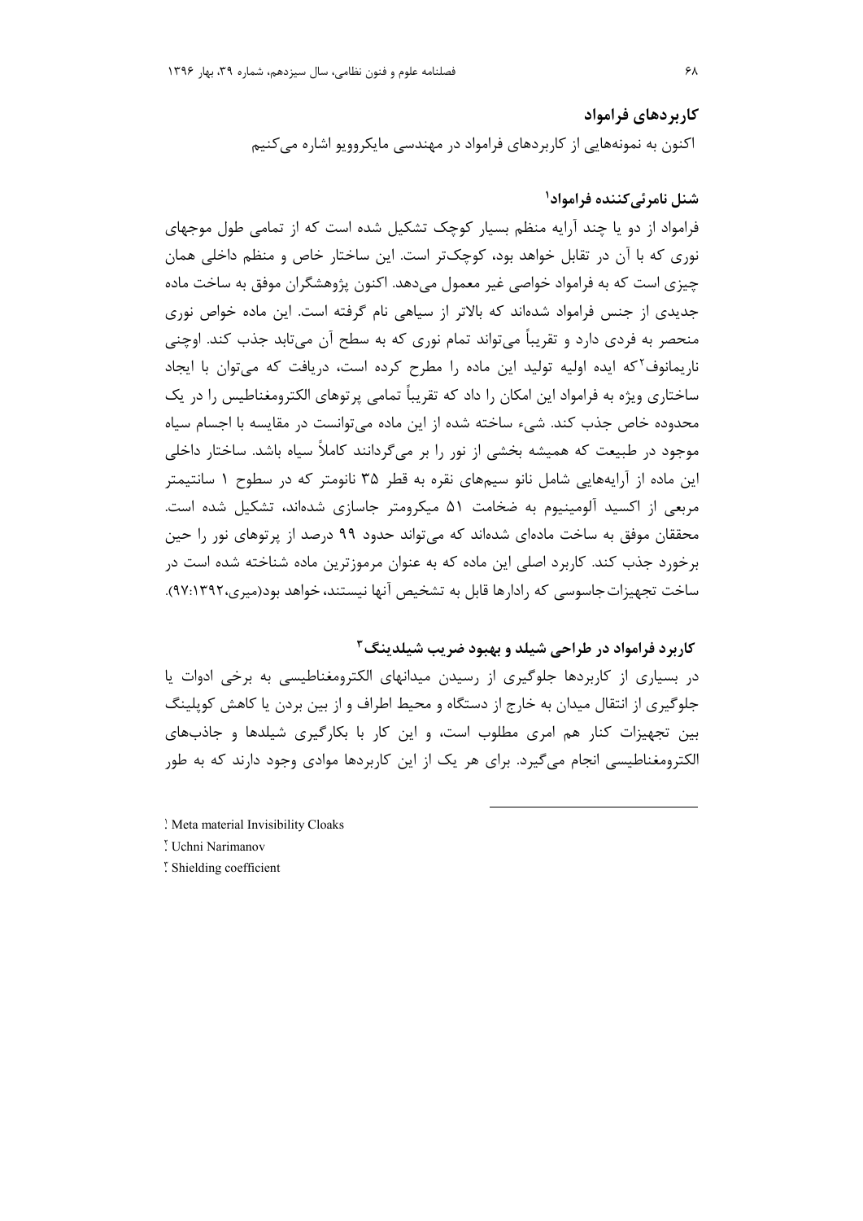## کاربردهای فرامواد

اکنون به نمونه‌هایی از کاربردهای فرامواد در مهندسی مایکروویو اشاره می‌کنیم

### شنل نامرئی‌کننده فرامواد[1]

فرامواد از دو یا چند آرایه منظم بسیار کوچک تشکیل شده است که از تمامی طول موجهای نوری که با آن در تقابل خواهد بود، کوچک‌تر است. این ساختار خاص و منظم داخلی همان چیزی است که به فرامواد خواصی غیر معمول می‌دهد. اکنون پژوهشگران موفق به ساخت ماده جدیدی از جنس فرامواد شده‌اند که بالاتر از سیاهی نام گرفته است. این ماده خواص نوری منحصر به فردی دارد و تقریباً می‌تواند تمام نوری که به سطح آن می‌تابد جذب کند. اوچنی ناریمانوف[2] که ایده اولیه تولید این ماده را مطرح کرده است، دریافت که می‌توان با ایجاد ساختاری ویژه به فرامواد این امکان را داد که تقریباً تمامی پرتوهای الکترومغناطیس را در یک محدوده خاص جذب کند. شیء ساخته شده از این ماده می‌توانست در مقایسه با اجسام سیاه موجود در طبیعت که همیشه بخشی از نور را بر می‌گردانند کاملاً سیاه باشد. ساختار داخلی این ماده از آرایه‌هایی شامل نانو سیم‌های نقره به قطر ۳۵ نانومتر که در سطوح ۱ سانتیمتر مربعی از اکسید آلومینیوم به ضخامت ۵۱ میکرومتر جاسازی شده‌اند، تشکیل شده است. محققان موفق به ساخت ماده‌ای شده‌اند که می‌تواند حدود ۹۹ درصد از پرتوهای نور را حین برخورد جذب کند. کاربرد اصلی این ماده که به عنوان مرموزترین ماده شناخته شده است در ساخت تجهیزات جاسوسی که رادارها قابل به تشخیص آنها نیستند، خواهد بود(میری،۱۳۹۲:۹۷).

### کاربرد فرامواد در طراحی شیلد و بهبود ضریب شیلدینگ[3]

در بسیاری از کاربردها جلوگیری از رسیدن میدانهای الکترومغناطیسی به برخی ادوات یا جلوگیری از انتقال میدان به خارج از دستگاه و محیط اطراف و از بین بردن یا کاهش کوپلینگ بین تجهیزات کنار هم امری مطلوب است، و این کار با بکارگیری شیلدها و جاذب‌های الکترومغناطیسی انجام می‌گیرد. برای هر یک از این کاربردها موادی وجود دارند که به طور

---

[1] Meta material Invisibility Cloaks

[2] Uchni Narimanov

[3] Shielding coefficient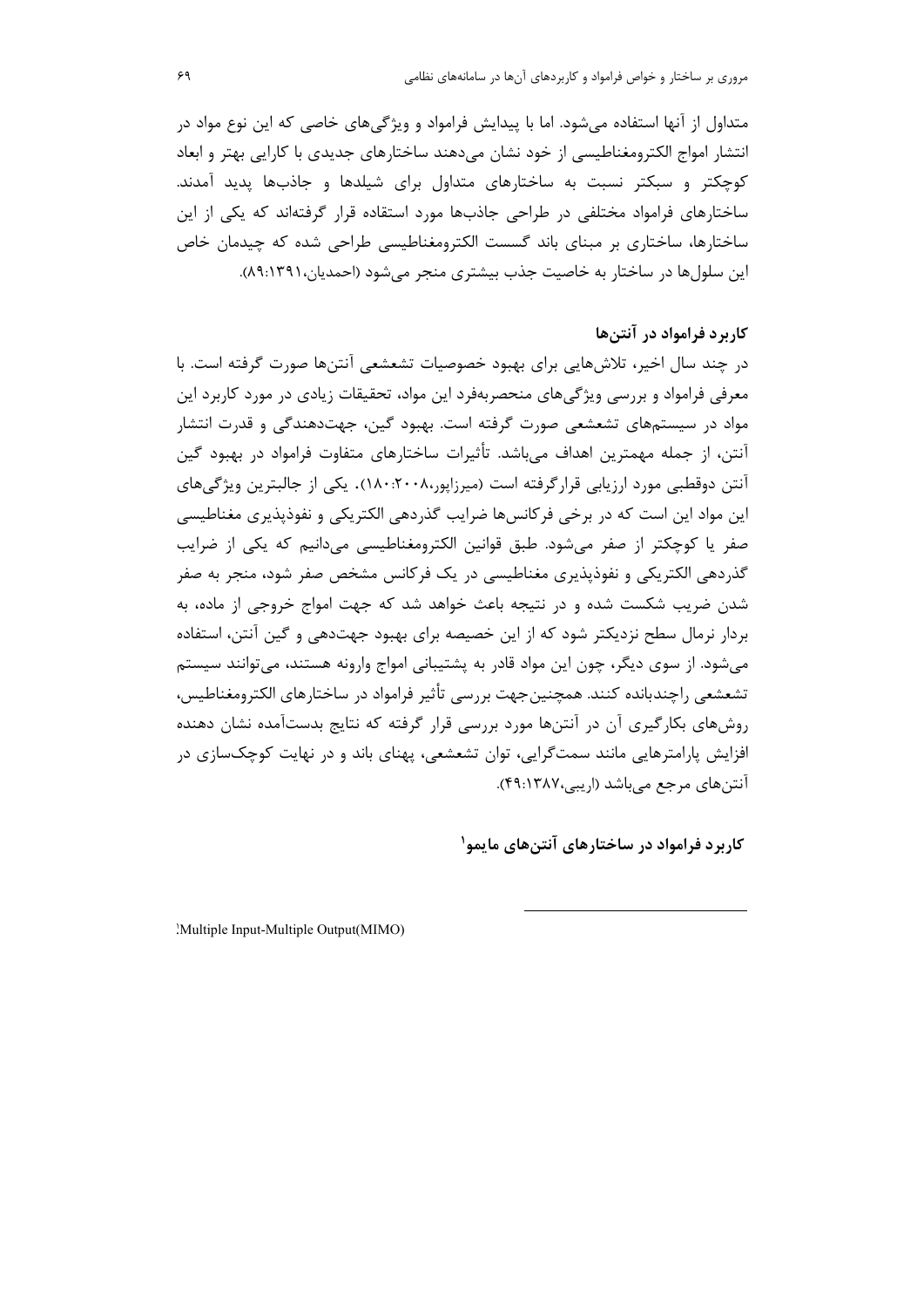متداول از آنها استفاده می‌شود. اما با پیدایش فرامواد و ویژگی‌های خاصی که این نوع مواد در انتشار امواج الکترومغناطیسی از خود نشان می‌دهند ساختارهای جدیدی با کارایی بهتر و ابعاد کوچکتر و سبکتر نسبت به ساختارهای متداول برای شیلدها و جاذب‌ها پدید آمدند. ساختارهای فرامواد مختلفی در طراحی جاذب‌ها مورد استقاده قرار گرفته‌اند که یکی از این ساختارها، ساختاری بر مبنای باند گسست الکترومغناطیسی طراحی شده که چیدمان خاص این سلول‌ها در ساختار به خاصیت جذب بیشتری منجر می‌شود (احمدیان،۱۳۹۱:۸۹).

## کاربرد فرامواد در آنتن‌ها

در چند سال اخیر، تلاش‌هایی برای بهبود خصوصیات تشعشعی آنتن‌ها صورت گرفته است. با معرفی فرامواد و بررسی ویژگی‌های منحصربه‌فرد این مواد، تحقیقات زیادی در مورد کاربرد این مواد در سیستم‌های تشعشعی صورت گرفته است. بهبود گین، جهت‌دهندگی و قدرت انتشار آنتن، از جمله مهمترین اهداف می‌باشد. تأثیرات ساختارهای متفاوت فرامواد در بهبود گین آنتن دوقطبی مورد ارزیابی قرارگرفته است (میرزاپور،۲۰۰۸:۱۸۰). یکی از جالبترین ویژگی‌های این مواد این است که در برخی فرکانس‌ها ضرایب گذردهی الکتریکی و نفوذپذیری مغناطیسی صفر یا کوچکتر از صفر می‌شود. طبق قوانین الکترومغناطیسی می‌دانیم که یکی از ضرایب گذردهی الکتریکی و نفوذپذیری مغناطیسی در یک فرکانس مشخص صفر شود، منجر به صفر شدن ضریب شکست شده و در نتیجه باعث خواهد شد که جهت امواج خروجی از ماده، به بردار نرمال سطح نزدیکتر شود که از این خصیصه برای بهبود جهت‌دهی و گین آنتن، استفاده می‌شود. از سوی دیگر، چون این مواد قادر به پشتیبانی امواج وارونه هستند، می‌توانند سیستم تشعشعی راچندباند کنند. همچنین‌جهت بررسی تأثیر فرامواد در ساختارهای الکترومغناطیس، روش‌های بکارگیری آن در آنتن‌ها مورد بررسی قرار گرفته که نتایج بدست‌آمده نشان دهنده افزایش پارامترهایی مانند سمت‌گرایی، توان تشعشعی، پهنای باند و در نهایت کوچک‌سازی در آنتن‌های مرجع می‌باشد (اریبی،۱۳۸۷:۴۹).

## کاربرد فرامواد در ساختارهای آنتن‌های مایمو[1]

---

[1] Multiple Input-Multiple Output(MIMO)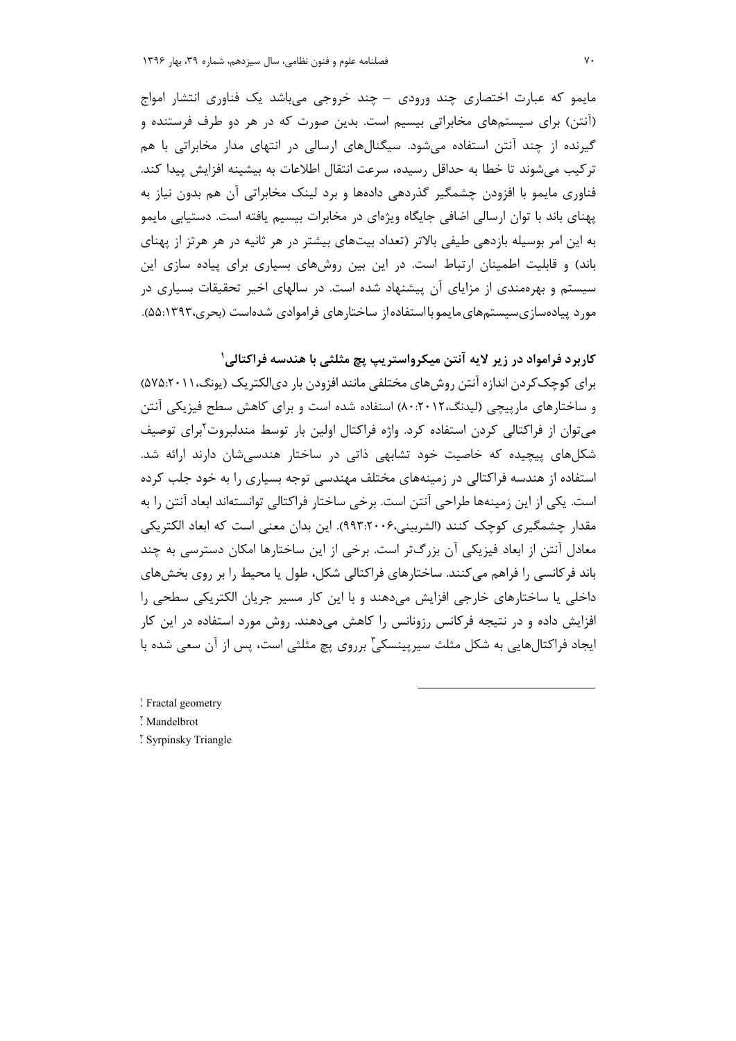مایمو که عبارت اختصاری چند ورودی – چند خروجی می‌باشد یک فناوری انتشار امواج (آنتن) برای سیستم‌های مخابراتی بیسیم است. بدین صورت که در هر دو طرف فرستنده و گیرنده از چند آنتن استفاده می‌شود. سیگنال‌های ارسالی در انتهای مدار مخابراتی با هم ترکیب می‌شوند تا خطا به حداقل رسیده، سرعت انتقال اطلاعات به بیشینه افزایش پیدا کند. فناوری مایمو با افزودن چشمگیر گذردهی داده‌ها و برد لینک مخابراتی آن هم بدون نیاز به پهنای باند با توان ارسالی اضافی جایگاه ویژه‌ای در مخابرات بیسیم یافته است. دستیابی مایمو به این امر بوسیله بازدهی طیفی بالاتر (تعداد بیت‌های بیشتر در هر ثانیه در هر هرتز از پهنای باند) و قابلیت اطمینان ارتباط است. در این بین روش‌های بسیاری برای پیاده سازی این سیستم و بهره‌مندی از مزایای آن پیشنهاد شده است. در سالهای اخیر تحقیقات بسیاری در مورد پیاده‌سازی‌سیستم‌های‌مایموبااستفاده‌از ساختارهای فراموادی شده‌است (بحری،۱۳۹۳:۵۵).

### کاربرد فرامواد در زیر لایه آنتن میکرواستریپ پچ مثلثی با هندسه فراکتالی[1]

برای کوچک‌کردن اندازه آنتن روش‌های مختلفی مانند افزودن بار دی‌الکتریک (یونگ،۲۰۱۱:۵۷۵) و ساختارهای مارپیچی (لیدنگ،۲۰۱۲:۸۰) استفاده شده است و برای کاهش سطح فیزیکی آنتن می‌توان از فراکتالی کردن استفاده کرد. واژه فراکتال اولین بار توسط مندلبروت[2]برای توصیف شکل‌های پیچیده که خاصیت خود تشابهی ذاتی در ساختار هندسی‌شان دارند ارائه شد. استفاده از هندسه فراکتالی در زمینه‌های مختلف مهندسی توجه بسیاری را به خود جلب کرده است. یکی از این زمینه‌ها طراحی آنتن است. برخی ساختار فراکتالی توانسته‌اند ابعاد آنتن را به مقدار چشمگیری کوچک کنند (الشربینی،۲۰۰۶:۹۹۳). این بدان معنی است که ابعاد الکتریکی معادل آنتن از ابعاد فیزیکی آن بزرگ‌تر است. برخی از این ساختارها امکان دسترسی به چند باند فرکانسی را فراهم می‌کنند. ساختارهای فراکتالی شکل، طول یا محیط را بر روی بخش‌های داخلی یا ساختارهای خارجی افزایش می‌دهند و با این کار مسیر جریان الکتریکی سطحی را افزایش داده و در نتیجه فرکانس رزونانس را کاهش می‌دهند. روش مورد استفاده در این کار ایجاد فراکتال‌هایی به شکل مثلث سیرپینسکی[3] برروی پچ مثلثی است، پس از آن سعی شده با

---

[1] Fractal geometry

[2] Mandelbrot

[3] Syrpinsky Triangle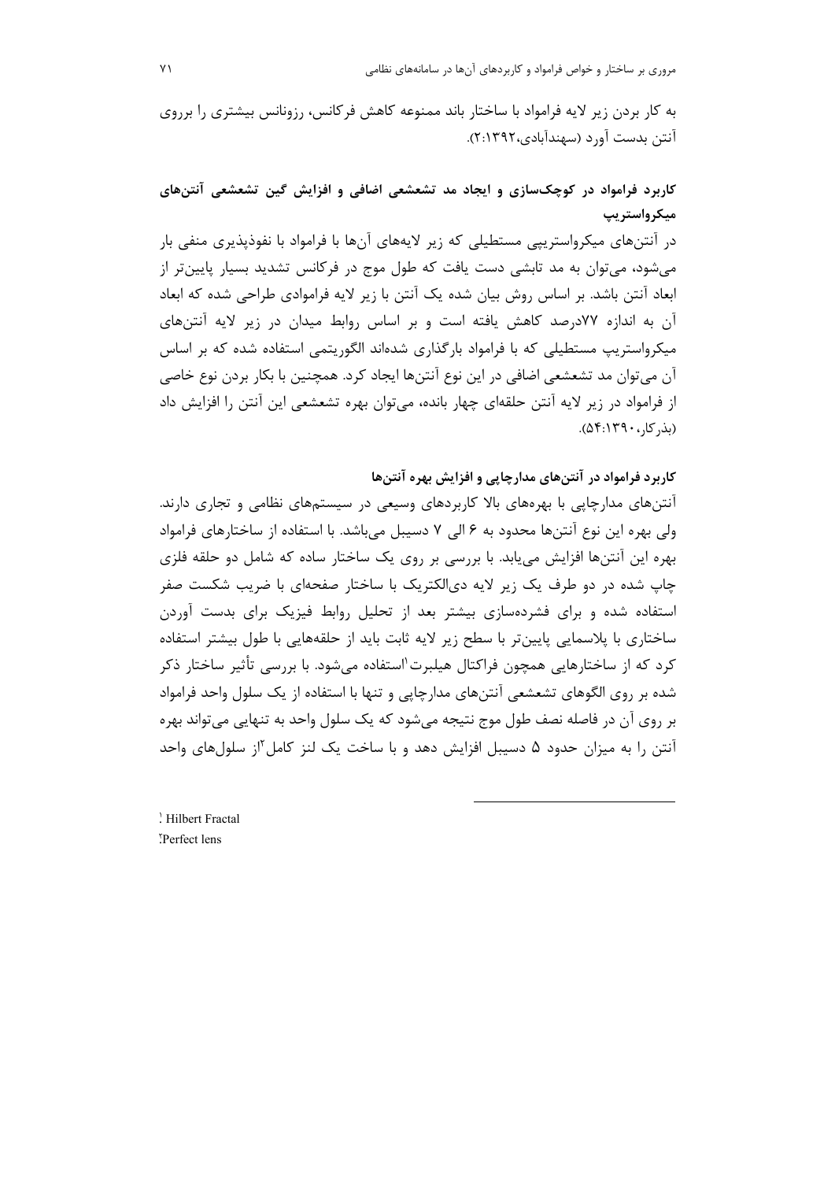به کار بردن زیر لایه فراماود با ساختار باند ممنوعه کاهش فرکانس، رزونانس بیشتری را برروی آنتن بدست آورد (سهندآبادی،۱۳۹۲:۲).

### کاربرد فراماود در کوچک‌سازی و ایجاد مد تشعشعی اضافی و افزایش گین تشعشعی آنتن‌های میکرواستریپ

در آنتن‌های میکرواستریپی مستطیلی که زیر لایه‌های آن‌ها با فراماود با نفوذپذیری منفی بار می‌شود، می‌توان به مد تابشی دست یافت که طول موج در فرکانس تشدید بسیار پایین‌تر از ابعاد آنتن باشد. بر اساس روش بیان شده یک آنتن با زیر لایه فراماودی طراحی شده که ابعاد آن به اندازه ۷۷درصد کاهش یافته است و بر اساس روابط میدان در زیر لایه آنتن‌های میکرواستریپ مستطیلی که با فراماود بارگذاری شده‌اند الگوریتمی استفاده شده که بر اساس آن می‌توان مد تشعشعی اضافی در این نوع آنتن‌ها ایجاد کرد. همچنین با بکار بردن نوع خاصی از فراماود در زیر لایه آنتن حلقه‌ای چهار بانده، می‌توان بهره تشعشعی این آنتن را افزایش داد (بذرکار، ۱۳۹۰:۵۴).

### کاربرد فراماود در آنتن‌های مدارچاپی و افزایش بهره آنتن‌ها

آنتن‌های مدارچاپی با بهره‌های بالا کاربردهای وسیعی در سیستم‌های نظامی و تجاری دارند. ولی بهره این نوع آنتن‌ها محدود به ۶ الی ۷ دسیبل می‌باشد. با استفاده از ساختارهای فراماود بهره این آنتن‌ها افزایش می‌یابد. با بررسی بر روی یک ساختار ساده که شامل دو حلقه فلزی چاپ شده در دو طرف یک زیر لایه دی‌الکتریک با ساختار صفحه‌ای با ضریب شکست صفر استفاده شده و برای فشرده‌سازی بیشتر بعد از تحلیل روابط فیزیک برای بدست آوردن ساختاری با پلاسمایی پایین‌تر با سطح زیر لایه ثابت باید از حلقه‌هایی با طول بیشتر استفاده کرد که از ساختارهایی همچون فراکتال هیلبرت[1]استفاده می‌شود. با بررسی تأثیر ساختار ذکر شده بر روی الگوهای تشعشعی آنتن‌های مدارچاپی و تنها با استفاده از یک سلول واحد فراماود بر روی آن در فاصله نصف طول موج نتیجه می‌شود که یک سلول واحد به تنهایی می‌تواند بهره آنتن را به میزان حدود ۵ دسیبل افزایش دهد و با ساخت یک لنز کامل[2]از سلول‌های واحد

---

[1] Hilbert Fractal

[2] Perfect lens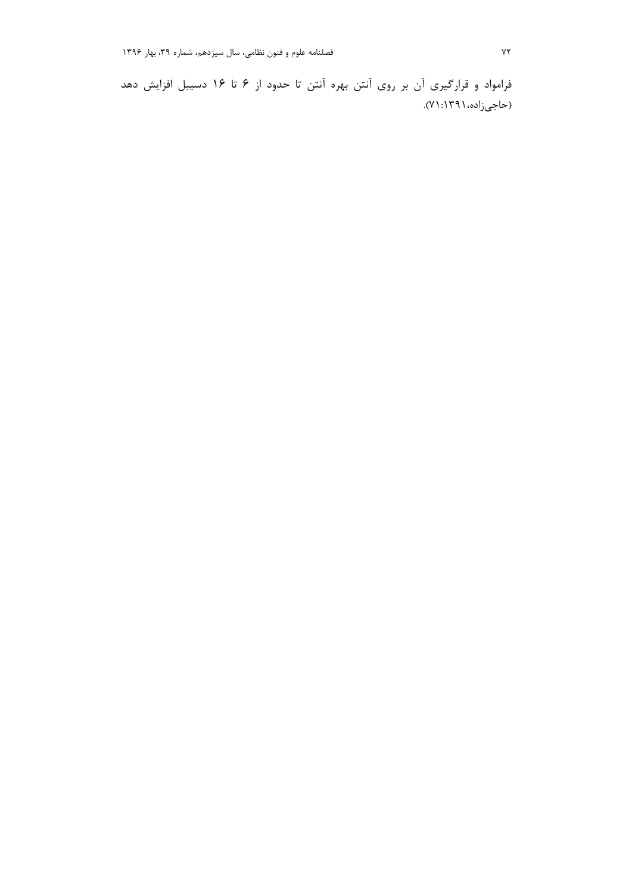فراmواد و قرارگیری آن بر روی آنتن بهره آنتن تا حدود از ۶ تا ۱۶ دسیبل افزایش دهد (حاجی‌زاده،۱۳۹۱:۷۱).

فراmواد

فراماد و قرارگیری آن بر روی آنتن بهره آنتن تا حدود از ۶ تا ۱۶ دسیبل افزایش دهد (حاجی‌زاده،۱۳۹۱:۷۱).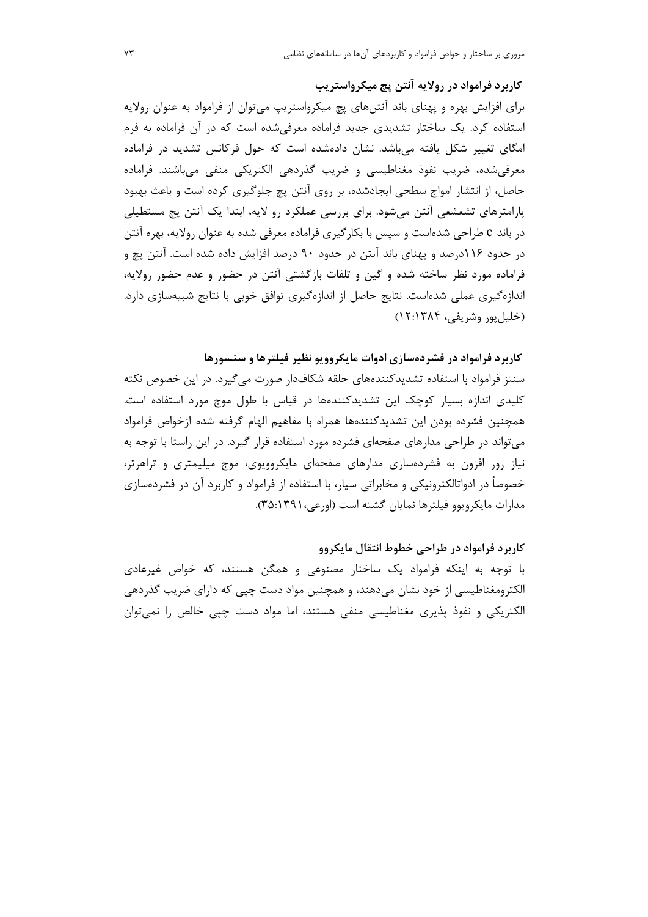### کاربرد فراماده در رولایه آنتن پچ میکرواستریپ

برای افزایش بهره و پهنای باند آنتن‌های پچ میکرواستریپ می‌توان از فراماده به عنوان رولایه استفاده کرد. یک ساختار تشدیدی جدید فراماده معرفی‌شده است که در آن فراماده به فرم امگای تغییر شکل یافته می‌باشد. نشان داده‌شده است که حول فرکانس تشدید در فراماده معرفی‌شده، ضریب نفوذ مغناطیسی و ضریب گذردهی الکتریکی منفی می‌باشند. فراماده حاصل، از انتشار امواج سطحی ایجادشده، بر روی آنتن پچ جلوگیری کرده است و باعث بهبود پارامترهای تشعشعی آنتن می‌شود. برای بررسی عملکرد رو لایه، ابتدا یک آنتن پچ مستطیلی در باند c طراحی شده‌است و سپس با بکارگیری فراماده معرفی شده به عنوان رولایه، بهره آنتن در حدود ۱۱۶درصد و پهنای باند آنتن در حدود ۹۰ درصد افزایش داده شده است. آنتن پچ و فراماده مورد نظر ساخته شده و گین و تلفات بازگشتی آنتن در حضور و عدم حضور رولایه، اندازه‌گیری عملی شده‌است. نتایج حاصل از اندازه‌گیری توافق خوبی با نتایج شبیه‌سازی دارد. (خلیل‌پور وشریفی، ۱۲:۱۳۸۴)

### کاربرد فراماده در فشرده‌سازی ادوات مایکروویو نظیر فیلترها و سنسورها

سنتز فراماده با استفاده تشدیدکننده‌های حلقه شکاف‌دار صورت می‌گیرد. در این خصوص نکته کلیدی اندازه بسیار کوچک این تشدیدکننده‌ها در قیاس با طول موج مورد استفاده است. همچنین فشرده بودن این تشدیدکننده‌ها همراه با مفاهیم الهام گرفته شده ازخواص فراماده می‌تواند در طراحی مدارهای صفحه‌ای فشرده مورد استفاده قرار گیرد. در این راستا با توجه به نیاز روز افزون به فشرده‌سازی مدارهای صفحه‌ای مایکروویوی، موج میلیمتری و تراهرتز، خصوصاً در ادواتالکترونیکی و مخابراتی سیار، با استفاده از فراماده و کاربرد آن در فشرده‌سازی مدارات مایکرویوو فیلترها نمایان گشته است (اورعی،۳۵:۱۳۹۱).

### کاربرد فراماده در طراحی خطوط انتقال مایکروو

با توجه به اینکه فراماده یک ساختار مصنوعی و همگن هستند، که خواص غیرعادی الکترومغناطیسی از خود نشان می‌دهند، و همچنین مواد دست چپی که دارای ضریب گذردهی الکتریکی و نفوذ پذیری مغناطیسی منفی هستند، اما مواد دست چپی خالص را نمی‌توان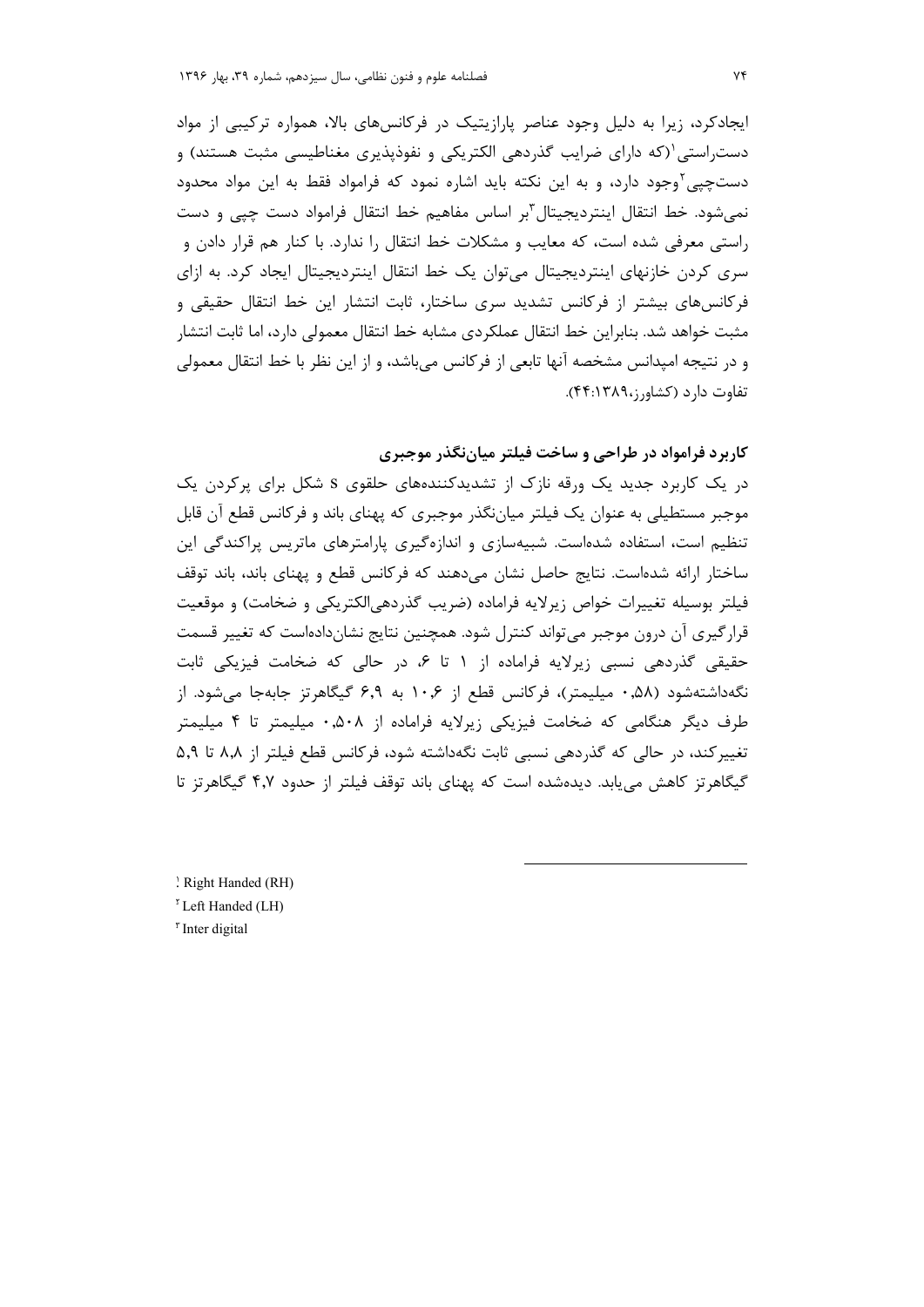ایجادکرد، زیرا به دلیل وجود عناصر پارازیتیک در فرکانس‌های بالا، همواره ترکیبی از مواد دست‌راستی[1](که دارای ضرایب گذردهی الکتریکی و نفوذپذیری مغناطیسی مثبت هستند) و دست‌چپی[2]وجود دارد، و به این نکته باید اشاره نمود که فرامواد فقط به این مواد محدود نمی‌شود. خط انتقال اینتردیجیتال[3]بر اساس مفاهیم خط انتقال فراموارد دست چپی و دست راستی معرفی شده است، که معایب و مشکلات خط انتقال را ندارد. با کنار هم قرار دادن و سری کردن خازنهای اینتردیجیتال می‌توان یک خط انتقال اینتردیجیتال ایجاد کرد. به ازای فرکانس‌های بیشتر از فرکانس تشدید سری ساختار، ثابت انتشار این خط انتقال حقیقی و مثبت خواهد شد. بنابراین خط انتقال عملکردی مشابه خط انتقال معمولی دارد، اما ثابت انتشار و در نتیجه امپدانس مشخصه آنها تابعی از فرکانس می‌باشد، و از این نظر با خط انتقال معمولی تفاوت دارد (کشاورز،۱۳۸۹:۴۴).

### کاربرد فرامواد در طراحی و ساخت فیلتر میان‌نگذر موجبری

در یک کاربرد جدید یک ورقه نازک از تشدیدکننده‌های حلقوی S شکل برای پرکردن یک موجبر مستطیلی به عنوان یک فیلتر میان‌نگذر موجبری که پهنای باند و فرکانس قطع آن قابل تنظیم است، استفاده شده‌است. شبیه‌سازی و اندازه‌گیری پارامترهای ماتریس پراکندگی این ساختار ارائه شده‌است. نتایج حاصل نشان می‌دهند که فرکانس قطع و پهنای باند، باند توقف فیلتر بوسیله تغییرات خواص زیرلایه فراماده (ضریب گذردهی‌الکتریکی و ضخامت) و موقعیت قرارگیری آن درون موجبر می‌تواند کنترل شود. همچنین نتایج نشان‌داده‌است که تغییر قسمت حقیقی گذردهی نسبی زیرلایه فراماده از ۱ تا ۶، در حالی که ضخامت فیزیکی ثابت نگه‌داشته‌شود (۰٫۵۸ میلیمتر)، فرکانس قطع از ۱۰٫۶ به ۶٫۹ گیگاهرتز جابه‌جا می‌شود. از طرف دیگر هنگامی که ضخامت فیزیکی زیرلایه فراماده از ۰٫۵۰۸ میلیمتر تا ۴ میلیمتر تغییرکند، در حالی که گذردهی نسبی ثابت نگه‌داشته شود، فرکانس قطع فیلتر از ۸٫۸ تا ۵٫۹ گیگاهرتز کاهش می‌یابد. دیده‌شده است که پهنای باند توقف فیلتر از حدود ۴٫۷ گیگاهرتز تا

---

[1] Right Handed (RH)

[2] Left Handed (LH)

[3] Inter digital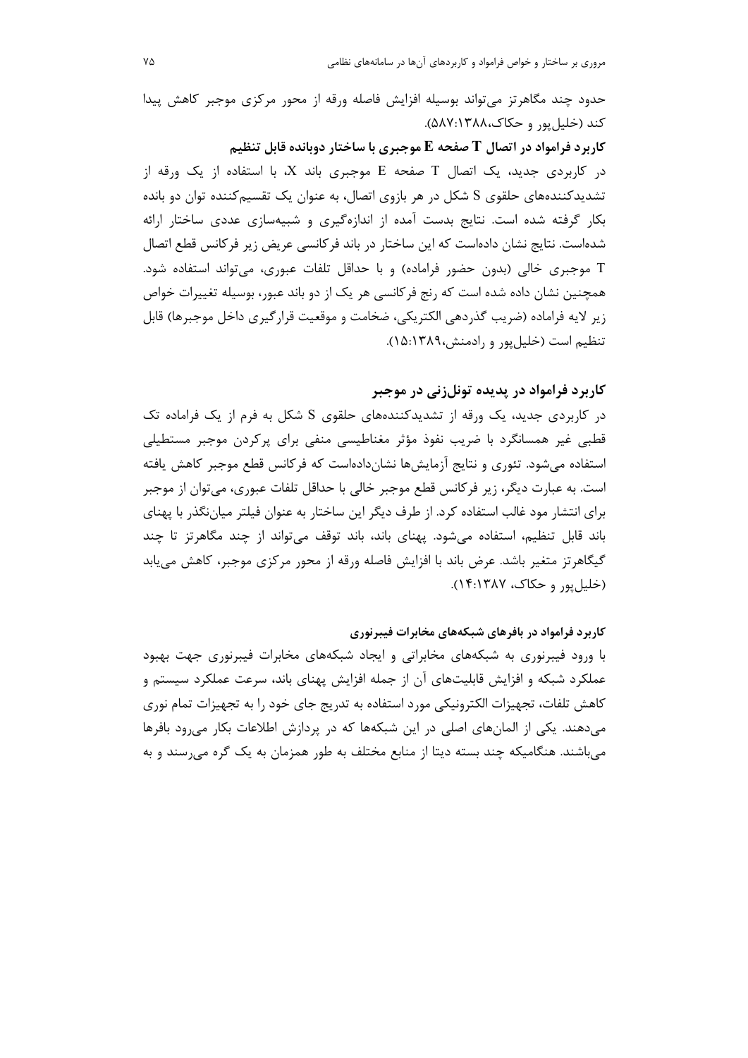حدود چند مگاهرتز می‌تواند بوسیله افزایش فاصله ورقه از محور مرکزی موجبر کاهش پیدا کند (خلیل‌پور و حکاک،۱۳۸۸:۵۸۷).

**کاربرد فراماده در اتصال T صفحه E موجبری با ساختار دوبانده قابل تنظیم**

در کاربردی جدید، یک اتصال T صفحه E موجبری باند X، با استفاده از یک ورقه از تشدیدکننده‌های حلقوی S شکل در هر بازوی اتصال، به عنوان یک تقسیم‌کننده توان دو بانده بکار گرفته شده است. نتایج بدست آمده از اندازه‌گیری و شبیه‌سازی عددی ساختار ارائه شده‌است. نتایج نشان داده‌است که این ساختار در باند فرکانسی عریض زیر فرکانس قطع اتصال T موجبری خالی (بدون حضور فراماده) و با حداقل تلفات عبوری، می‌تواند استفاده شود. همچنین نشان داده شده است که رنج فرکانسی هر یک از دو باند عبور، بوسیله تغییرات خواص زیر لایه فراماده (ضریب گذردهی الکتریکی، ضخامت و موقعیت قرارگیری داخل موجبرها) قابل تنظیم است (خلیل‌پور و رادمنش،۱۳۸۹:۱۵).

## کاربرد فراماده در پدیده تونل‌زنی در موجبر

در کاربردی جدید، یک ورقه از تشدیدکننده‌های حلقوی S شکل به فرم از یک فراماده تک قطبی غیر همسانگرد با ضریب نفوذ مؤثر مغناطیسی منفی برای پرکردن موجبر مستطیلی استفاده می‌شود. تئوری و نتایج آزمایش‌ها نشان‌داده‌است که فرکانس قطع موجبر کاهش یافته است. به عبارت دیگر، زیر فرکانس قطع موجبر خالی با حداقل تلفات عبوری، می‌توان از موجبر برای انتشار مود غالب استفاده کرد. از طرف دیگر این ساختار به عنوان فیلتر میان‌نگذر با پهنای باند قابل تنظیم، استفاده می‌شود. پهنای باند، باند توقف می‌تواند از چند مگاهرتز تا چند گیگاهرتز متغیر باشد. عرض باند با افزایش فاصله ورقه از محور مرکزی موجبر، کاهش می‌یابد (خلیل‌پور و حکاک، ۱۳۸۷:۱۴).

### کاربرد فراماده در بافرهای شبکه‌های مخابرات فیبرنوری

با ورود فیبرنوری به شبکه‌های مخابراتی و ایجاد شبکه‌های مخابرات فیبرنوری جهت بهبود عملکرد شبکه و افزایش قابلیت‌های آن از جمله افزایش پهنای باند، سرعت عملکرد سیستم و کاهش تلفات، تجهیزات الکترونیکی مورد استفاده به تدریج جای خود را به تجهیزات تمام نوری می‌دهند. یکی از المان‌های اصلی در این شبکه‌ها که در پردازش اطلاعات بکار می‌رود بافرها می‌باشند. هنگامیکه چند بسته دیتا از منابع مختلف به طور همزمان به یک گره می‌رسند و به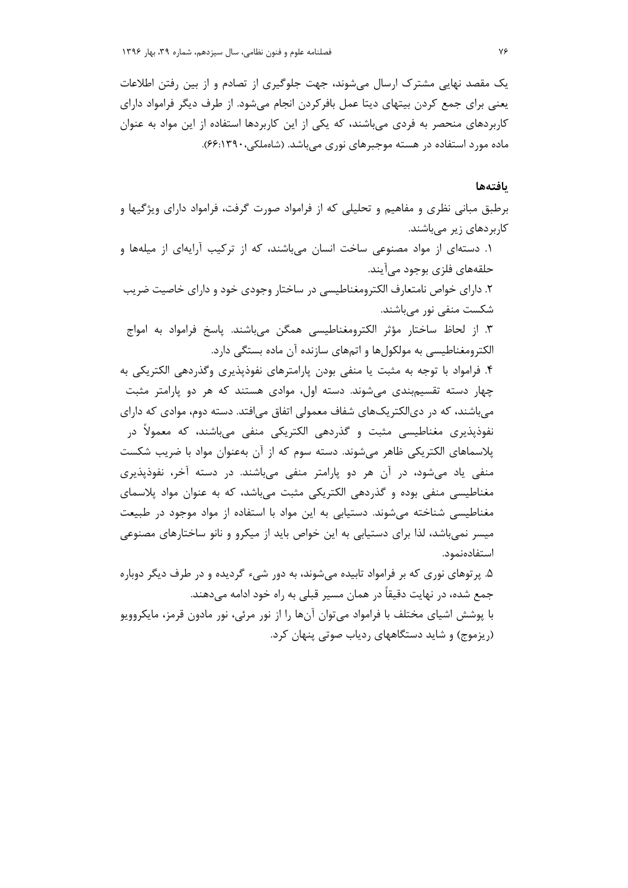یک مقصد نهایی مشترک ارسال می‌شوند، جهت جلوگیری از تصادم و از بین رفتن اطلاعات یعنی برای جمع کردن بیتهای دیتا عمل بافرکردن انجام می‌شود. از طرف دیگر فرامواد دارای کاربردهای منحصر به فردی می‌باشند، که یکی از این کاربردها استفاده از این مواد به عنوان ماده مورد استفاده در هسته موجبرهای نوری می‌باشد. (شاه‌ملکی،۱۳۹۰:۶۶).

## یافته‌ها

برطبق مبانی نظری و مفاهیم و تحلیلی که از فراماود صورت گرفت، فراماود دارای ویژگیها و کاربردهای زیر می‌باشند.

۱. دسته‌ای از مواد مصنوعی ساخت انسان می‌باشند، که از ترکیب آرایه‌ای از میله‌ها و حلقه‌های فلزی بوجود می‌آیند.

۲. دارای خواص نامتعارف الکترومغناطیسی در ساختار وجودی خود و دارای خاصیت ضریب شکست منفی نور می‌باشند.

۳. از لحاظ ساختار مؤثر الکترومغناطیسی همگن می‌باشند. پاسخ فراماود به امواج الکترومغناطیسی به مولکول‌ها و اتمهای سازنده آن ماده بستگی دارد.

۴. فراماود با توجه به مثبت یا منفی بودن پارامترهای نفوذپذیری وگذردهی الکتریکی به چهار دسته تقسیم‌بندی می‌شوند. دسته اول، موادی هستند که هر دو پارامتر مثبت می‌باشند، که در دی‌الکتریک‌های شفاف معمولی اتفاق می‌افتد. دسته دوم، موادی که دارای نفوذپذیری مغناطیسی مثبت و گذردهی الکتریکی منفی می‌باشند، که معمولاً در پلاسماهای الکتریکی ظاهر می‌شوند. دسته سوم که از آن به‌عنوان مواد با ضریب شکست منفی یاد می‌شود، در آن هر دو پارامتر منفی می‌باشند. در دسته آخر، نفوذپذیری مغناطیسی منفی بوده و گذردهی الکتریکی مثبت می‌باشد، که به عنوان مواد پلاسمای مغناطیسی شناخته می‌شوند. دستیابی به این مواد با استفاده از مواد موجود در طبیعت میسر نمی‌باشد، لذا برای دستیابی به این خواص باید از میکرو و نانو ساختارهای مصنوعی استفاده‌نمود.

۵. پرتوهای نوری که بر فراماود تابیده می‌شوند، به دور شیء گردیده و در طرف دیگر دوباره جمع شده، در نهایت دقیقاً در همان مسیر قبلی به راه خود ادامه می‌دهند.

با پوشش اشیای مختلف با فراماود می‌توان آن‌ها را از نور مرئی، نور مادون قرمز، مایکروویو (ریزموج) و شاید دستگاههای ردیاب صوتی پنهان کرد.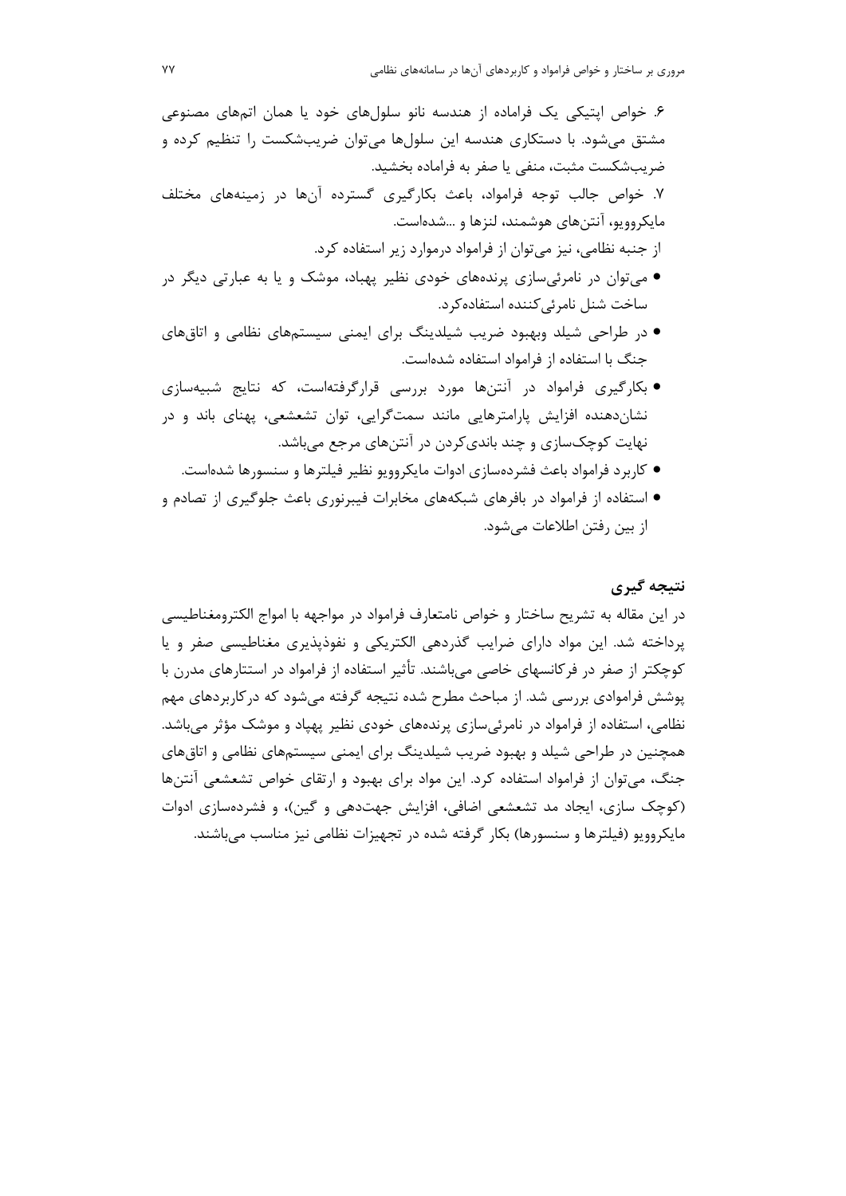۶. خواص اپتیکی یک فراماده از هندسه نانو سلول‌های خود یا همان اتم‌های مصنوعی مشتق می‌شود. با دستکاری هندسه این سلول‌ها می‌توان ضریب‌شکست را تنظیم کرده و ضریب‌شکست مثبت، منفی یا صفر به فراماده بخشید.

۷. خواص جالب توجه فرامواد، باعث بکارگیری گسترده آن‌ها در زمینه‌های مختلف مایکروویو، آنتن‌های هوشمند، لنزها و ...شده‌است.

از جنبه نظامی، نیز می‌توان از فرامواد درموارد زیر استفاده کرد.

- می‌توان در نامرئی‌سازی پرنده‌های خودی نظیر پهباد، موشک و یا به عبارتی دیگر در ساخت شنل نامرئی‌کننده استفاده‌کرد.
- در طراحی شیلد وبهبود ضریب شیلدینگ برای ایمنی سیستم‌های نظامی و اتاق‌های جنگ با استفاده از فرامواد استفاده شده‌است.
- بکارگیری فرامواد در آنتن‌ها مورد بررسی قرارگرفته‌است، که نتایج شبیه‌سازی نشان‌دهنده افزایش پارامترهایی مانند سمت‌گرایی، توان تشعشعی، پهنای باند و در نهایت کوچک‌سازی و چند باندی‌کردن در آنتن‌های مرجع می‌باشد.
- کاربرد فرامواد باعث فشرده‌سازی ادوات مایکروویو نظیر فیلترها و سنسورها شده‌است.
- استفاده از فرامواد در بافرهای شبکه‌های مخابرات فیبرنوری باعث جلوگیری از تصادم و از بین رفتن اطلاعات می‌شود.

## نتیجه گیری

در این مقاله به تشریح ساختار و خواص نامتعارف فرامواد در مواجهه با امواج الکترومغناطیسی پرداخته شد. این مواد دارای ضرایب گذردهی الکتریکی و نفوذپذیری مغناطیسی صفر و یا کوچکتر از صفر در فرکانسهای خاصی می‌باشند. تأثیر استفاده از فرامواد در استتارهای مدرن با پوشش فراموادی بررسی شد. از مباحث مطرح شده نتیجه گرفته می‌شود که درکاربردهای مهم نظامی، استفاده از فرامواد در نامرئی‌سازی پرنده‌های خودی نظیر پهپاد و موشک مؤثر می‌باشد. همچنین در طراحی شیلد و بهبود ضریب شیلدینگ برای ایمنی سیستم‌های نظامی و اتاق‌های جنگ، می‌توان از فرامواد استفاده کرد. این مواد برای بهبود و ارتقای خواص تشعشعی آنتن‌ها (کوچک سازی، ایجاد مد تشعشعی اضافی، افزایش جهت‌دهی و گین)، و فشرده‌سازی ادوات مایکروویو (فیلترها و سنسورها) بکار گرفته شده در تجهیزات نظامی نیز مناسب می‌باشند.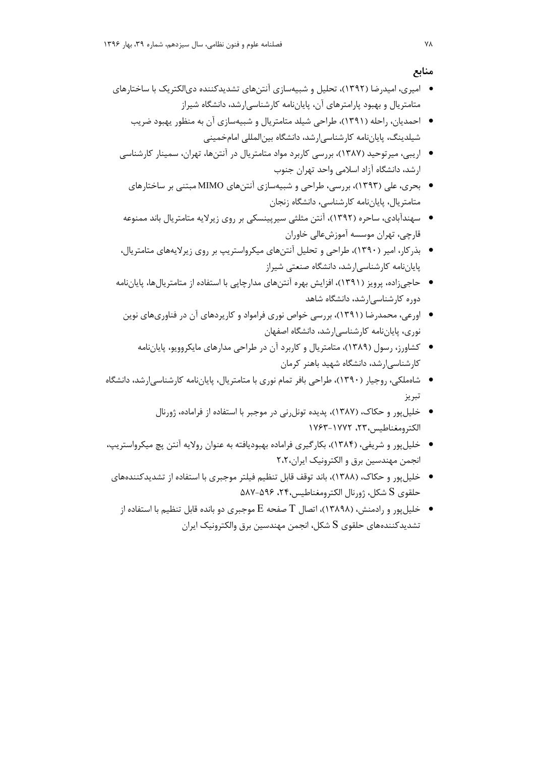## منابع

- امیری، امیدرضا (۱۳۹۲)، تحلیل و شبیه‌سازی آنتن‌های تشدیدکننده دی‌الکتریک با ساختارهای متامتریال و بهبود پارامترهای آن، پایان‌نامه کارشناسی‌ارشد، دانشگاه شیراز
- احمدیان، راحله (۱۳۹۱)، طراحی شیلد متامتریال و شبیه‌سازی آن به منظور بهبود ضریب شیلدینگ، پایان‌نامه کارشناسی‌ارشد، دانشگاه بین‌المللی امام‌خمینی
- اریبی، میرتوحید (۱۳۸۷)، بررسی کاربرد مواد متامتریال در آنتن‌ها، تهران، سمینار کارشناسی ارشد، دانشگاه آزاد اسلامی واحد تهران جنوب
- بحری، علی (۱۳۹۳)، بررسی، طراحی و شبیه‌سازی آنتن‌های MIMO مبتنی بر ساختارهای متامتریال، پایان‌نامه کارشناسی، دانشگاه زنجان
- سهندآبادی، ساحره (۱۳۹۲)، آنتن مثلثی سیرپینسکی بر روی زیرلایه متامتریال باند ممنوعه قارچی، تهران موسسه آموزش‌عالی خاوران
- بذرکار، امیر (۱۳۹۰)، طراحی و تحلیل آنتن‌های میکرواستریپ بر روی زیرلایه‌های متامتریال، پایان‌نامه کارشناسی‌ارشد، دانشگاه صنعتی شیراز
- حاجی‌زاده، پرویز (۱۳۹۱)، افزایش بهره آنتن‌های مدارچاپی با استفاده از متامتریال‌ها، پایان‌نامه دوره کارشناسی‌ارشد، دانشگاه شاهد
- اورعی، محمدرضا (۱۳۹۱)، بررسی خواص نوری فرامواد و کاربردهای آن در فناوری‌های نوین نوری، پایان‌نامه کارشناسی‌ارشد، دانشگاه اصفهان
- کشاورز، رسول (۱۳۸۹)، متامتریال و کاربرد آن در طراحی مدارهای مایکروویو، پایان‌نامه کارشناسی‌ارشد، دانشگاه شهید باهنر کرمان
- شاه‌ملکی، روجیار (۱۳۹۰)، طراحی بافر تمام نوری با متامتریال، پایان‌نامه کارشناسی‌ارشد، دانشگاه تبریز
- خلیل‌پور و حکاک، (۱۳۸۷)، پدیده تونل‌زنی در موجبر با استفاده از فراماده، ژورنال الکترومغناطیس،۲۳، ۱۷۷۲-۱۷۶۳
- خلیل‌پور و شریفی، (۱۳۸۴)، بکارگیری فراماده بهبودیافته به عنوان رولایه آنتن پچ میکرواستریپ، انجمن مهندسین برق و الکترونیک ایران،۲،۲
- خلیل‌پور و حکاک، (۱۳۸۸)، باند توقف قابل تنظیم فیلتر موجبری با استفاده از تشدیدکننده‌های حلقوی S شکل، ژورنال الکترومغناطیس،۲۴، ۵۹۶-۵۸۷
- خلیل‌پور و رادمنش، (۱۳۸۹۸)، اتصال T صفحه E موجبری دو بانده قابل تنظیم با استفاده از تشدیدکننده‌های حلقوی S شکل، انجمن مهندسین برق والکترونیک ایران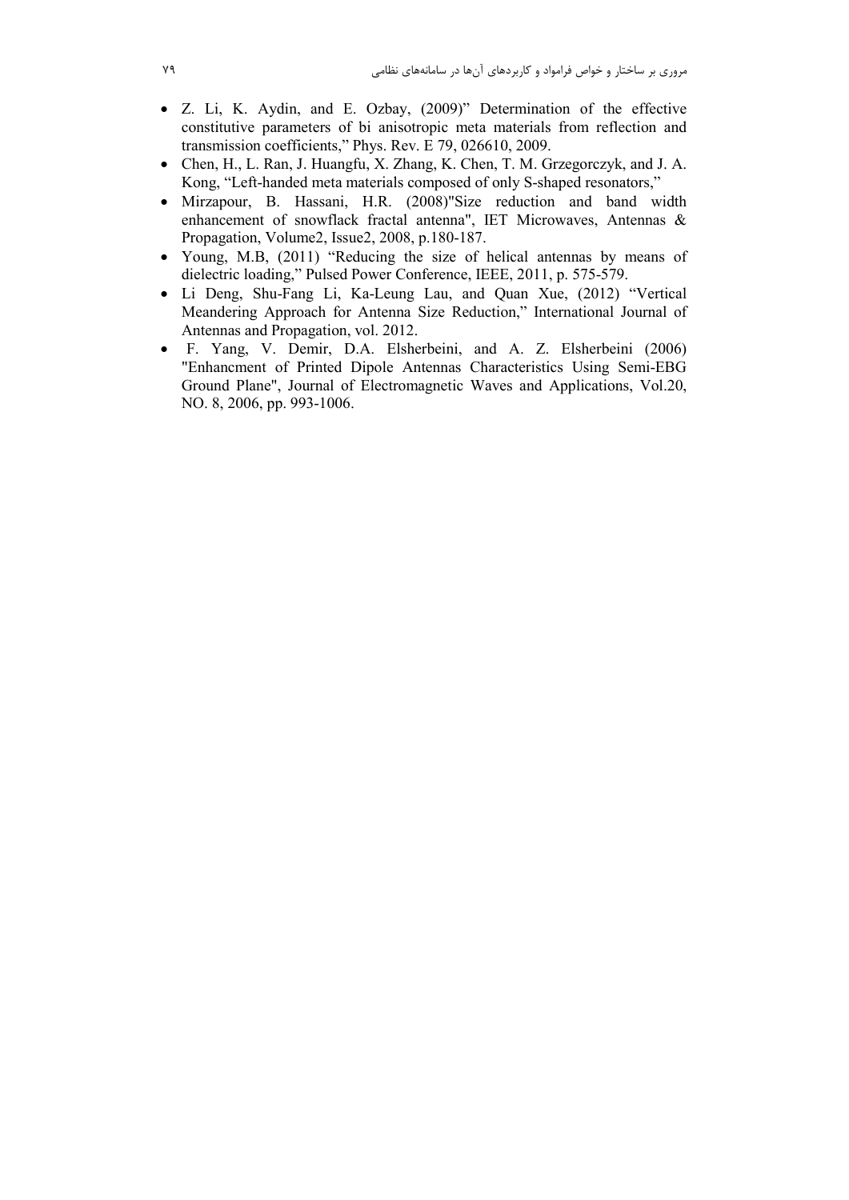- Z. Li, K. Aydin, and E. Ozbay, (2009)" Determination of the effective constitutive parameters of bi anisotropic meta materials from reflection and transmission coefficients," Phys. Rev. E 79, 026610, 2009.
- Chen, H., L. Ran, J. Huangfu, X. Zhang, K. Chen, T. M. Grzegorczyk, and J. A. Kong, "Left-handed meta materials composed of only S-shaped resonators,"
- Mirzapour, B. Hassani, H.R. (2008)"Size reduction and band width enhancement of snowflack fractal antenna", IET Microwaves, Antennas & Propagation, Volume2, Issue2, 2008, p.180-187.
- Young, M.B, (2011) "Reducing the size of helical antennas by means of dielectric loading," Pulsed Power Conference, IEEE, 2011, p. 575-579.
- Li Deng, Shu-Fang Li, Ka-Leung Lau, and Quan Xue, (2012) "Vertical Meandering Approach for Antenna Size Reduction," International Journal of Antennas and Propagation, vol. 2012.
- F. Yang, V. Demir, D.A. Elsherbeini, and A. Z. Elsherbeini (2006) "Enhancment of Printed Dipole Antennas Characteristics Using Semi-EBG Ground Plane", Journal of Electromagnetic Waves and Applications, Vol.20, NO. 8, 2006, pp. 993-1006.